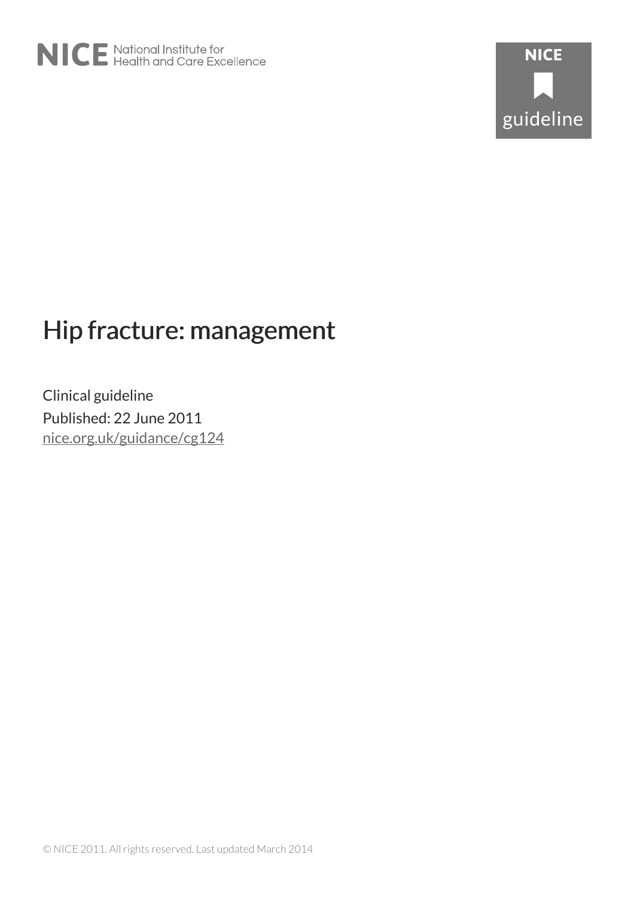NICE National Institute for Health and Care Excellence

NICE guideline

# Hip fracture: management

Clinical guideline

Published: 22 June 2011

nice.org.uk/guidance/cg124

© NICE 2011. All rights reserved. Last updated March 2014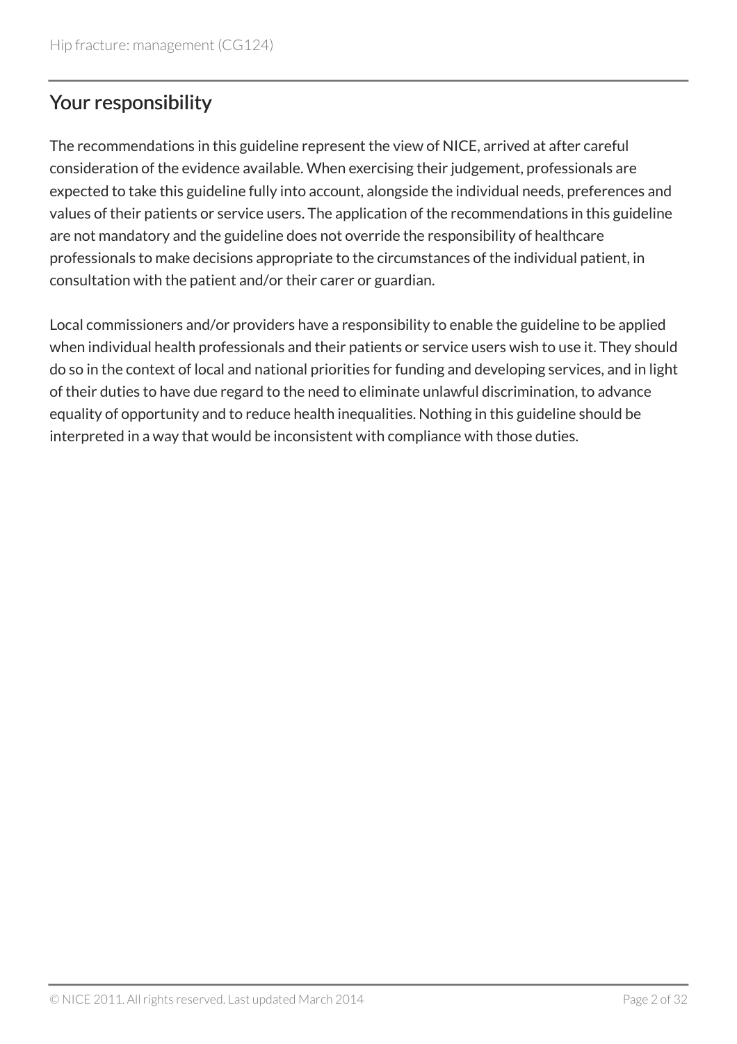## Your responsibility

The recommendations in this guideline represent the view of NICE, arrived at after careful consideration of the evidence available. When exercising their judgement, professionals are expected to take this guideline fully into account, alongside the individual needs, preferences and values of their patients or service users. The application of the recommendations in this guideline are not mandatory and the guideline does not override the responsibility of healthcare professionals to make decisions appropriate to the circumstances of the individual patient, in consultation with the patient and/or their carer or guardian.

Local commissioners and/or providers have a responsibility to enable the guideline to be applied when individual health professionals and their patients or service users wish to use it. They should do so in the context of local and national priorities for funding and developing services, and in light of their duties to have due regard to the need to eliminate unlawful discrimination, to advance equality of opportunity and to reduce health inequalities. Nothing in this guideline should be interpreted in a way that would be inconsistent with compliance with those duties.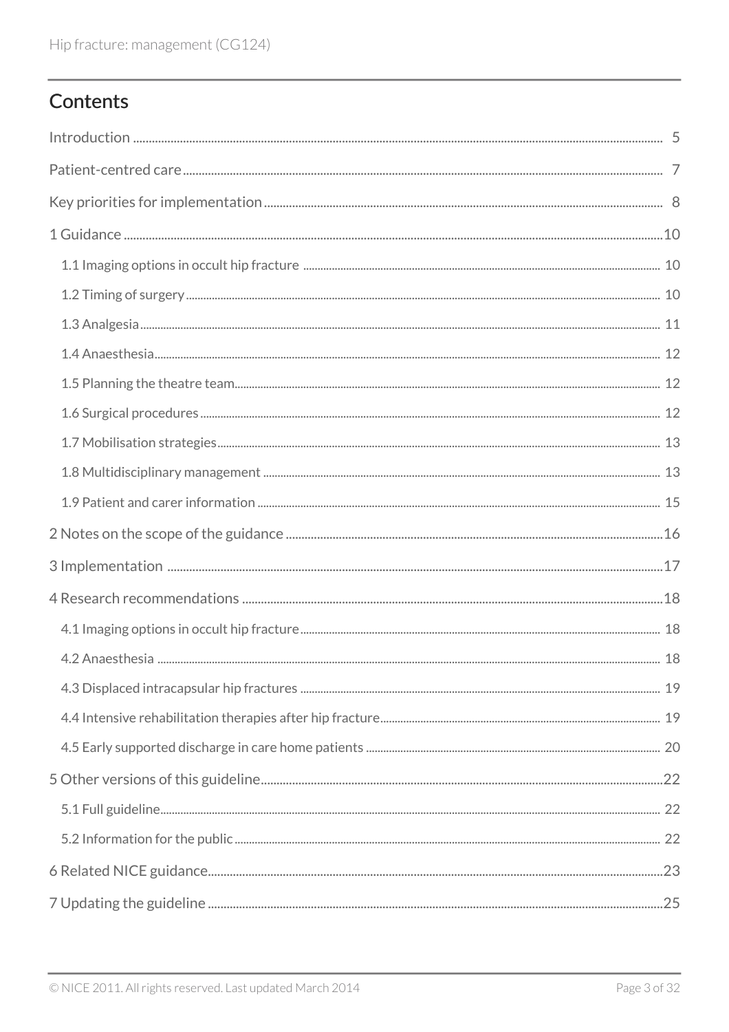## Contents

- Introduction ... 5
- Patient-centred care ... 7
- Key priorities for implementation ... 8
- 1 Guidance ... 10
  - 1.1 Imaging options in occult hip fracture ... 10
  - 1.2 Timing of surgery ... 10
  - 1.3 Analgesia ... 11
  - 1.4 Anaesthesia ... 12
  - 1.5 Planning the theatre team ... 12
  - 1.6 Surgical procedures ... 12
  - 1.7 Mobilisation strategies ... 13
  - 1.8 Multidisciplinary management ... 13
  - 1.9 Patient and carer information ... 15
- 2 Notes on the scope of the guidance ... 16
- 3 Implementation ... 17
- 4 Research recommendations ... 18
  - 4.1 Imaging options in occult hip fracture ... 18
  - 4.2 Anaesthesia ... 18
  - 4.3 Displaced intracapsular hip fractures ... 19
  - 4.4 Intensive rehabilitation therapies after hip fracture ... 19
  - 4.5 Early supported discharge in care home patients ... 20
- 5 Other versions of this guideline ... 22
  - 5.1 Full guideline ... 22
  - 5.2 Information for the public ... 22
- 6 Related NICE guidance ... 23
- 7 Updating the guideline ... 25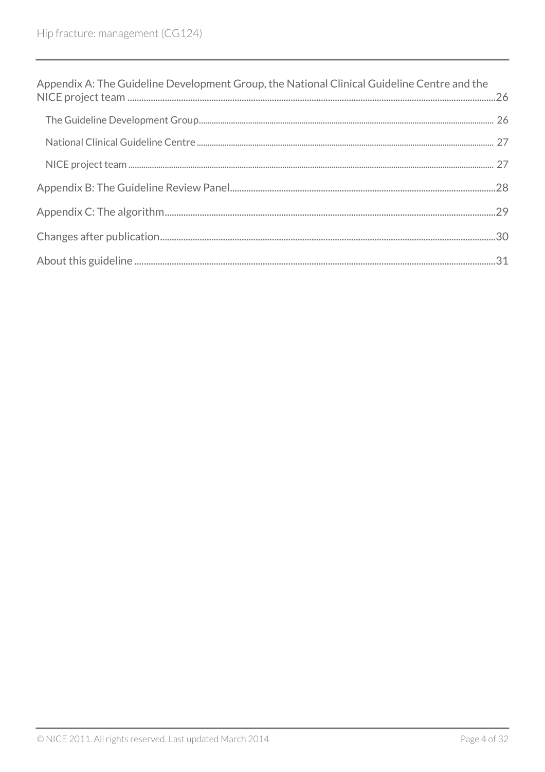Appendix A: The Guideline Development Group, the National Clinical Guideline Centre and the NICE project team ..... 26

- The Guideline Development Group ..... 26
- National Clinical Guideline Centre ..... 27
- NICE project team ..... 27

Appendix B: The Guideline Review Panel ..... 28

Appendix C: The algorithm ..... 29

Changes after publication ..... 30

About this guideline ..... 31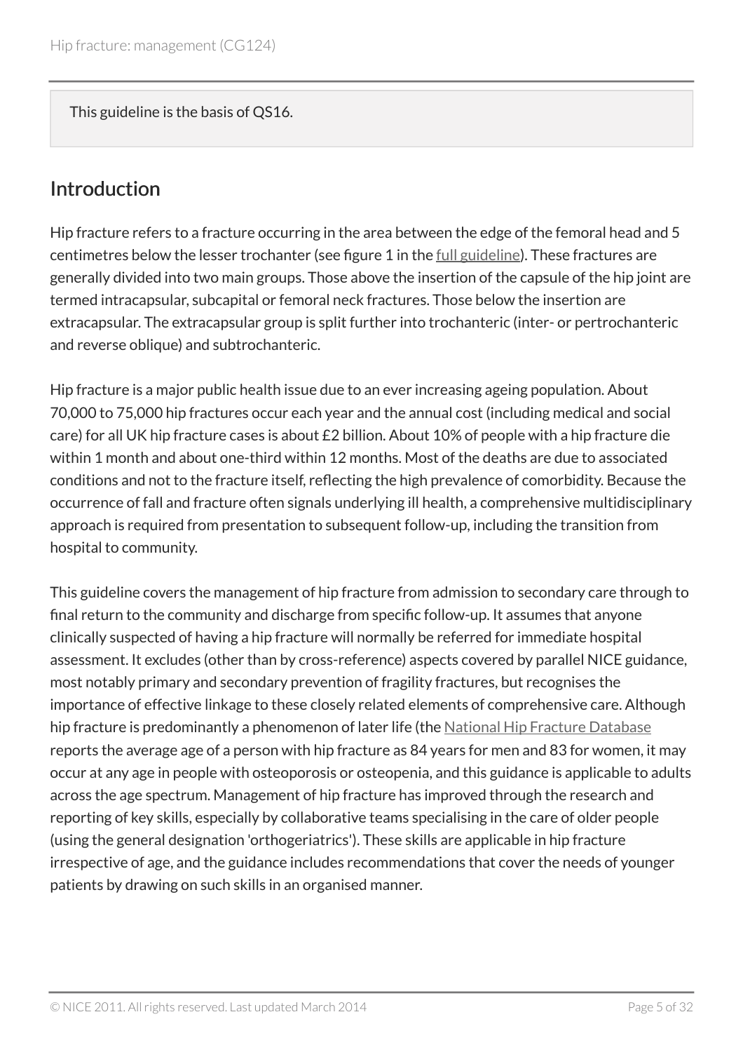This guideline is the basis of QS16.

## Introduction

Hip fracture refers to a fracture occurring in the area between the edge of the femoral head and 5 centimetres below the lesser trochanter (see figure 1 in the full guideline). These fractures are generally divided into two main groups. Those above the insertion of the capsule of the hip joint are termed intracapsular, subcapital or femoral neck fractures. Those below the insertion are extracapsular. The extracapsular group is split further into trochanteric (inter- or pertrochanteric and reverse oblique) and subtrochanteric.

Hip fracture is a major public health issue due to an ever increasing ageing population. About 70,000 to 75,000 hip fractures occur each year and the annual cost (including medical and social care) for all UK hip fracture cases is about £2 billion. About 10% of people with a hip fracture die within 1 month and about one-third within 12 months. Most of the deaths are due to associated conditions and not to the fracture itself, reflecting the high prevalence of comorbidity. Because the occurrence of fall and fracture often signals underlying ill health, a comprehensive multidisciplinary approach is required from presentation to subsequent follow-up, including the transition from hospital to community.

This guideline covers the management of hip fracture from admission to secondary care through to final return to the community and discharge from specific follow-up. It assumes that anyone clinically suspected of having a hip fracture will normally be referred for immediate hospital assessment. It excludes (other than by cross-reference) aspects covered by parallel NICE guidance, most notably primary and secondary prevention of fragility fractures, but recognises the importance of effective linkage to these closely related elements of comprehensive care. Although hip fracture is predominantly a phenomenon of later life (the National Hip Fracture Database reports the average age of a person with hip fracture as 84 years for men and 83 for women, it may occur at any age in people with osteoporosis or osteopenia, and this guidance is applicable to adults across the age spectrum. Management of hip fracture has improved through the research and reporting of key skills, especially by collaborative teams specialising in the care of older people (using the general designation 'orthogeriatrics'). These skills are applicable in hip fracture irrespective of age, and the guidance includes recommendations that cover the needs of younger patients by drawing on such skills in an organised manner.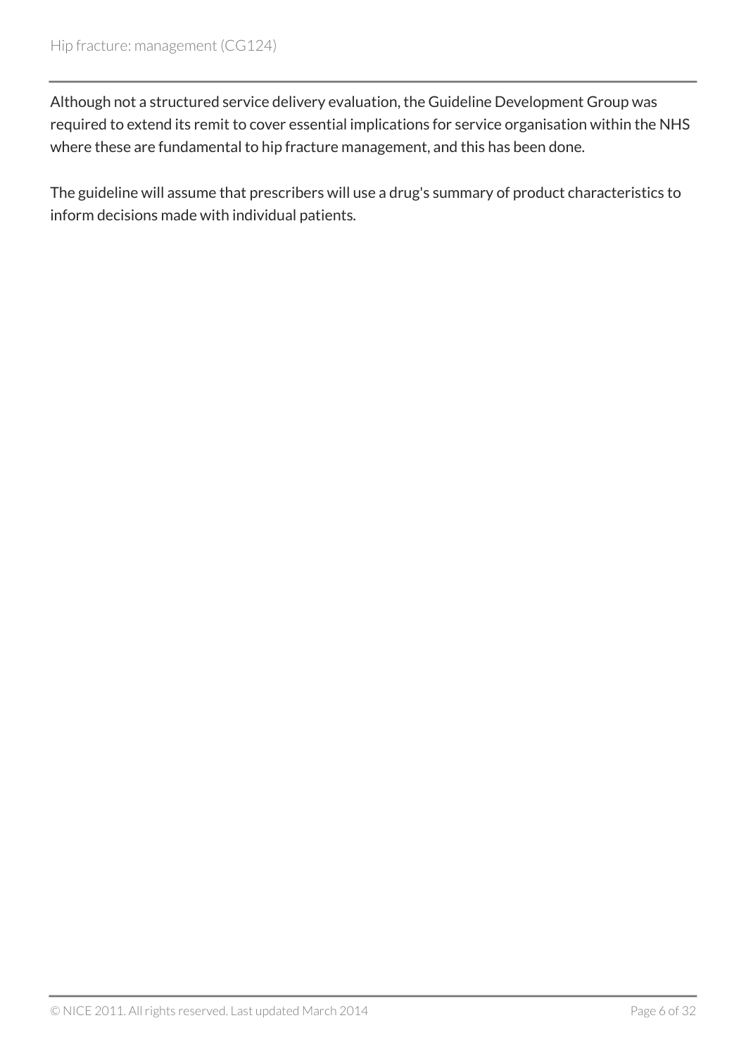Although not a structured service delivery evaluation, the Guideline Development Group was required to extend its remit to cover essential implications for service organisation within the NHS where these are fundamental to hip fracture management, and this has been done.

The guideline will assume that prescribers will use a drug's summary of product characteristics to inform decisions made with individual patients.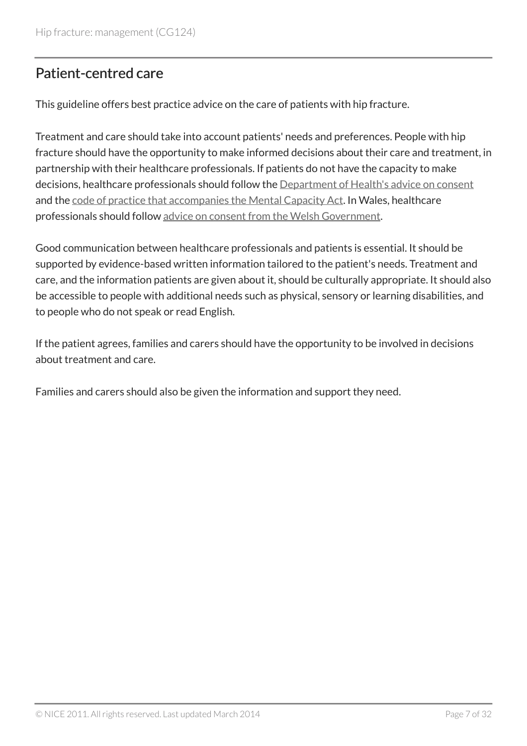## Patient-centred care

This guideline offers best practice advice on the care of patients with hip fracture.

Treatment and care should take into account patients' needs and preferences. People with hip fracture should have the opportunity to make informed decisions about their care and treatment, in partnership with their healthcare professionals. If patients do not have the capacity to make decisions, healthcare professionals should follow the Department of Health's advice on consent and the code of practice that accompanies the Mental Capacity Act. In Wales, healthcare professionals should follow advice on consent from the Welsh Government.

Good communication between healthcare professionals and patients is essential. It should be supported by evidence-based written information tailored to the patient's needs. Treatment and care, and the information patients are given about it, should be culturally appropriate. It should also be accessible to people with additional needs such as physical, sensory or learning disabilities, and to people who do not speak or read English.

If the patient agrees, families and carers should have the opportunity to be involved in decisions about treatment and care.

Families and carers should also be given the information and support they need.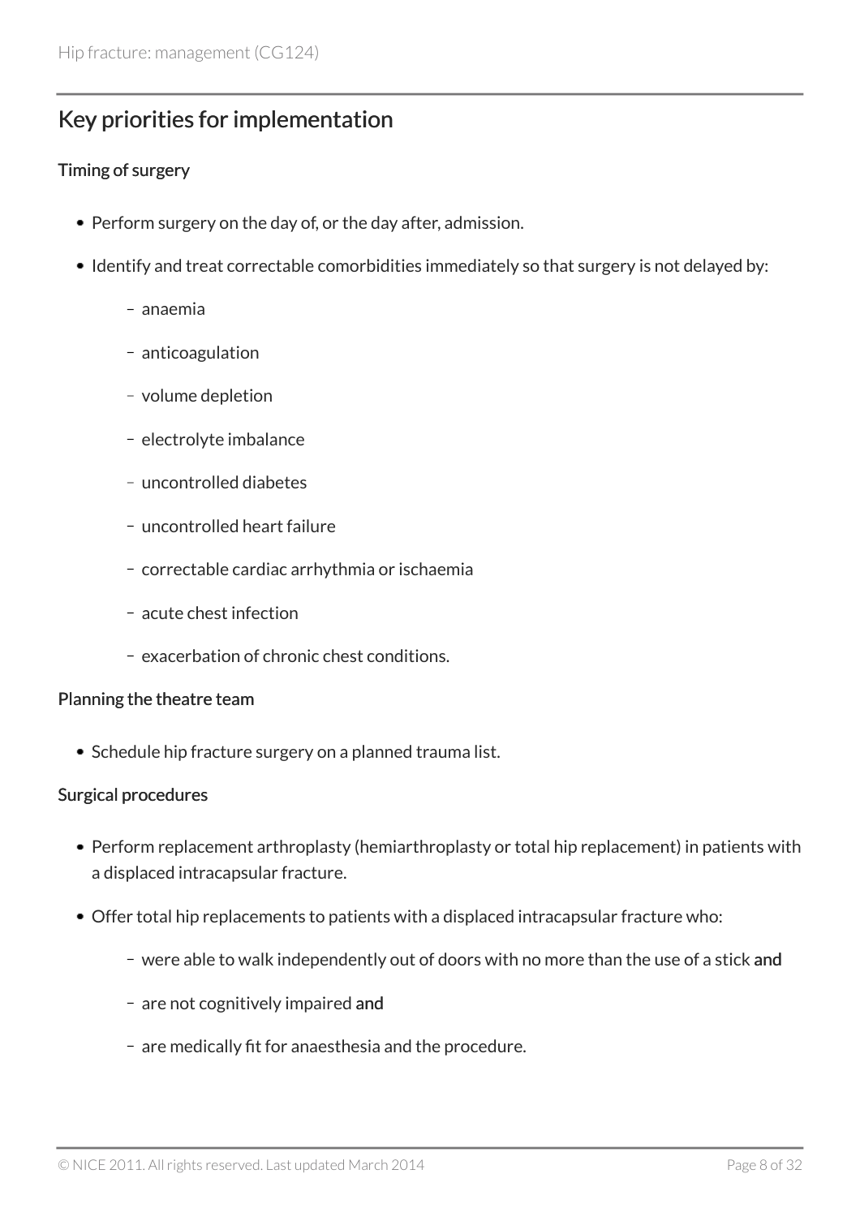## Key priorities for implementation

### Timing of surgery

- Perform surgery on the day of, or the day after, admission.
- Identify and treat correctable comorbidities immediately so that surgery is not delayed by:
  - anaemia
  - anticoagulation
  - volume depletion
  - electrolyte imbalance
  - uncontrolled diabetes
  - uncontrolled heart failure
  - correctable cardiac arrhythmia or ischaemia
  - acute chest infection
  - exacerbation of chronic chest conditions.

### Planning the theatre team

- Schedule hip fracture surgery on a planned trauma list.

### Surgical procedures

- Perform replacement arthroplasty (hemiarthroplasty or total hip replacement) in patients with a displaced intracapsular fracture.
- Offer total hip replacements to patients with a displaced intracapsular fracture who:
  - were able to walk independently out of doors with no more than the use of a stick **and**
  - are not cognitively impaired **and**
  - are medically fit for anaesthesia and the procedure.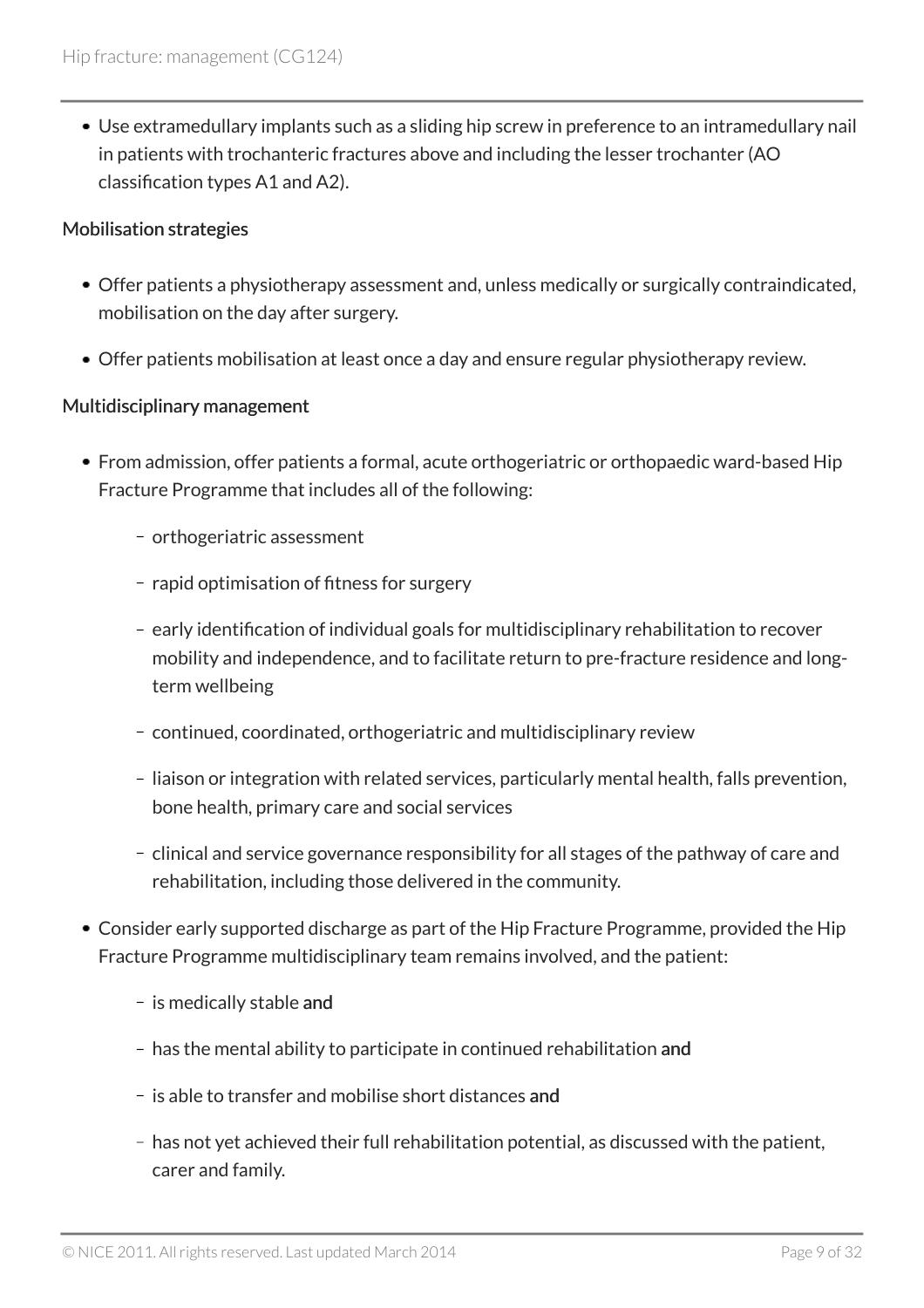- Use extramedullary implants such as a sliding hip screw in preference to an intramedullary nail in patients with trochanteric fractures above and including the lesser trochanter (AO classification types A1 and A2).

#### Mobilisation strategies

- Offer patients a physiotherapy assessment and, unless medically or surgically contraindicated, mobilisation on the day after surgery.
- Offer patients mobilisation at least once a day and ensure regular physiotherapy review.

#### Multidisciplinary management

- From admission, offer patients a formal, acute orthogeriatric or orthopaedic ward-based Hip Fracture Programme that includes all of the following:
  - orthogeriatric assessment
  - rapid optimisation of fitness for surgery
  - early identification of individual goals for multidisciplinary rehabilitation to recover mobility and independence, and to facilitate return to pre-fracture residence and long-term wellbeing
  - continued, coordinated, orthogeriatric and multidisciplinary review
  - liaison or integration with related services, particularly mental health, falls prevention, bone health, primary care and social services
  - clinical and service governance responsibility for all stages of the pathway of care and rehabilitation, including those delivered in the community.
- Consider early supported discharge as part of the Hip Fracture Programme, provided the Hip Fracture Programme multidisciplinary team remains involved, and the patient:
  - is medically stable **and**
  - has the mental ability to participate in continued rehabilitation **and**
  - is able to transfer and mobilise short distances **and**
  - has not yet achieved their full rehabilitation potential, as discussed with the patient, carer and family.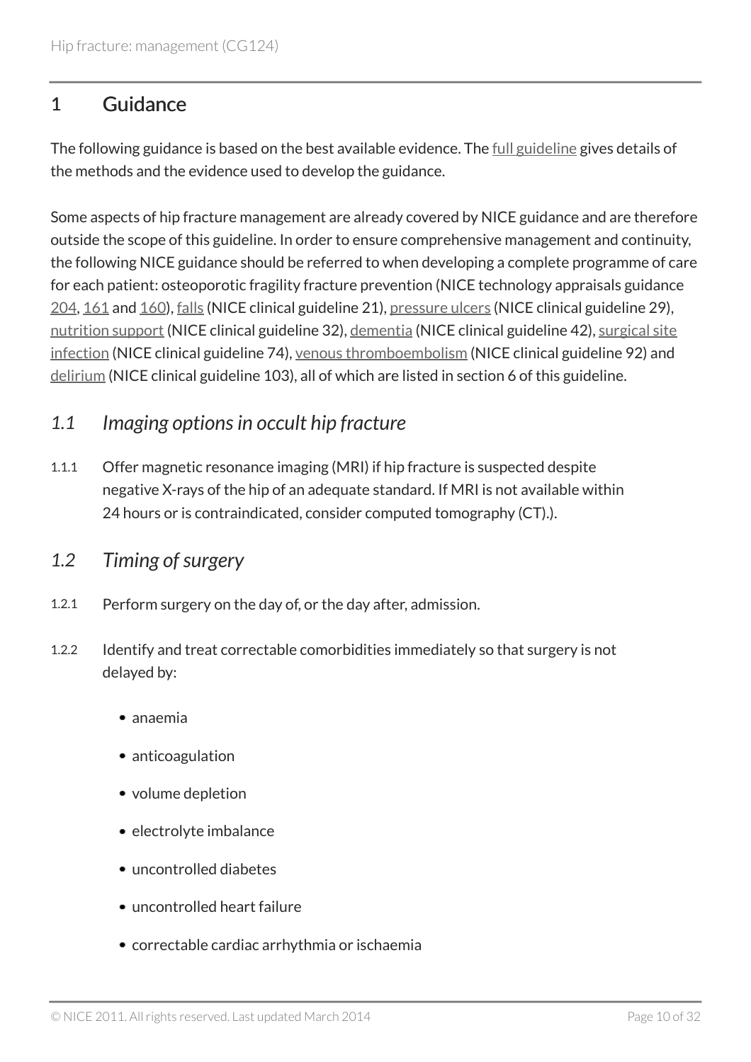# 1 Guidance

The following guidance is based on the best available evidence. The full guideline gives details of the methods and the evidence used to develop the guidance.

Some aspects of hip fracture management are already covered by NICE guidance and are therefore outside the scope of this guideline. In order to ensure comprehensive management and continuity, the following NICE guidance should be referred to when developing a complete programme of care for each patient: osteoporotic fragility fracture prevention (NICE technology appraisals guidance 204, 161 and 160), falls (NICE clinical guideline 21), pressure ulcers (NICE clinical guideline 29), nutrition support (NICE clinical guideline 32), dementia (NICE clinical guideline 42), surgical site infection (NICE clinical guideline 74), venous thromboembolism (NICE clinical guideline 92) and delirium (NICE clinical guideline 103), all of which are listed in section 6 of this guideline.

## *1.1 Imaging options in occult hip fracture*

1.1.1 Offer magnetic resonance imaging (MRI) if hip fracture is suspected despite negative X-rays of the hip of an adequate standard. If MRI is not available within 24 hours or is contraindicated, consider computed tomography (CT).).

## *1.2 Timing of surgery*

1.2.1 Perform surgery on the day of, or the day after, admission.

1.2.2 Identify and treat correctable comorbidities immediately so that surgery is not delayed by:

- anaemia
- anticoagulation
- volume depletion
- electrolyte imbalance
- uncontrolled diabetes
- uncontrolled heart failure
- correctable cardiac arrhythmia or ischaemia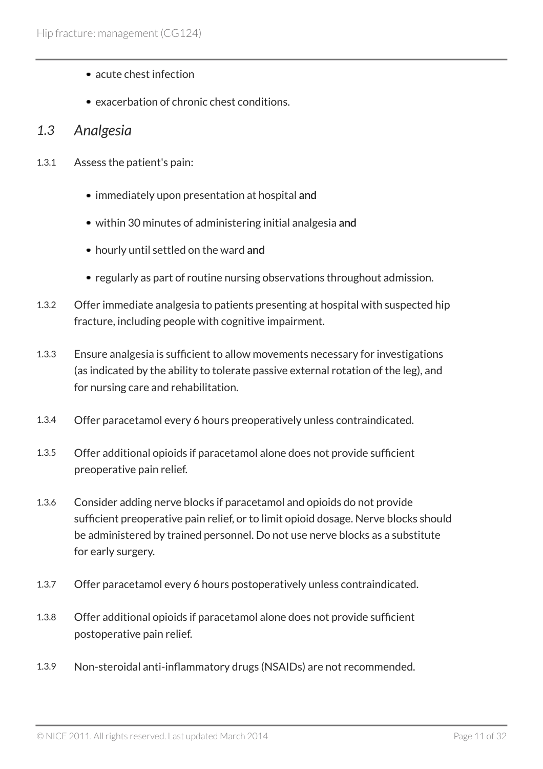- acute chest infection
- exacerbation of chronic chest conditions.

## *1.3 Analgesia*

1.3.1 Assess the patient's pain:

- immediately upon presentation at hospital **and**
- within 30 minutes of administering initial analgesia **and**
- hourly until settled on the ward **and**
- regularly as part of routine nursing observations throughout admission.

1.3.2 Offer immediate analgesia to patients presenting at hospital with suspected hip fracture, including people with cognitive impairment.

1.3.3 Ensure analgesia is sufficient to allow movements necessary for investigations (as indicated by the ability to tolerate passive external rotation of the leg), and for nursing care and rehabilitation.

1.3.4 Offer paracetamol every 6 hours preoperatively unless contraindicated.

1.3.5 Offer additional opioids if paracetamol alone does not provide sufficient preoperative pain relief.

1.3.6 Consider adding nerve blocks if paracetamol and opioids do not provide sufficient preoperative pain relief, or to limit opioid dosage. Nerve blocks should be administered by trained personnel. Do not use nerve blocks as a substitute for early surgery.

1.3.7 Offer paracetamol every 6 hours postoperatively unless contraindicated.

1.3.8 Offer additional opioids if paracetamol alone does not provide sufficient postoperative pain relief.

1.3.9 Non-steroidal anti-inflammatory drugs (NSAIDs) are not recommended.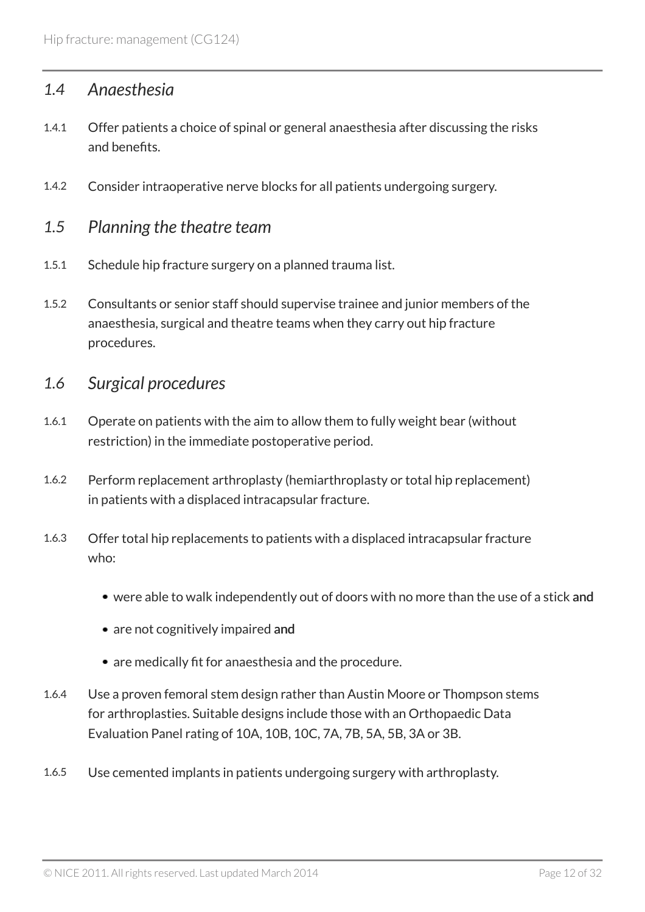## *1.4 Anaesthesia*

1.4.1 Offer patients a choice of spinal or general anaesthesia after discussing the risks and benefits.

1.4.2 Consider intraoperative nerve blocks for all patients undergoing surgery.

## *1.5 Planning the theatre team*

1.5.1 Schedule hip fracture surgery on a planned trauma list.

1.5.2 Consultants or senior staff should supervise trainee and junior members of the anaesthesia, surgical and theatre teams when they carry out hip fracture procedures.

## *1.6 Surgical procedures*

1.6.1 Operate on patients with the aim to allow them to fully weight bear (without restriction) in the immediate postoperative period.

1.6.2 Perform replacement arthroplasty (hemiarthroplasty or total hip replacement) in patients with a displaced intracapsular fracture.

1.6.3 Offer total hip replacements to patients with a displaced intracapsular fracture who:

- were able to walk independently out of doors with no more than the use of a stick **and**
- are not cognitively impaired **and**
- are medically fit for anaesthesia and the procedure.

1.6.4 Use a proven femoral stem design rather than Austin Moore or Thompson stems for arthroplasties. Suitable designs include those with an Orthopaedic Data Evaluation Panel rating of 10A, 10B, 10C, 7A, 7B, 5A, 5B, 3A or 3B.

1.6.5 Use cemented implants in patients undergoing surgery with arthroplasty.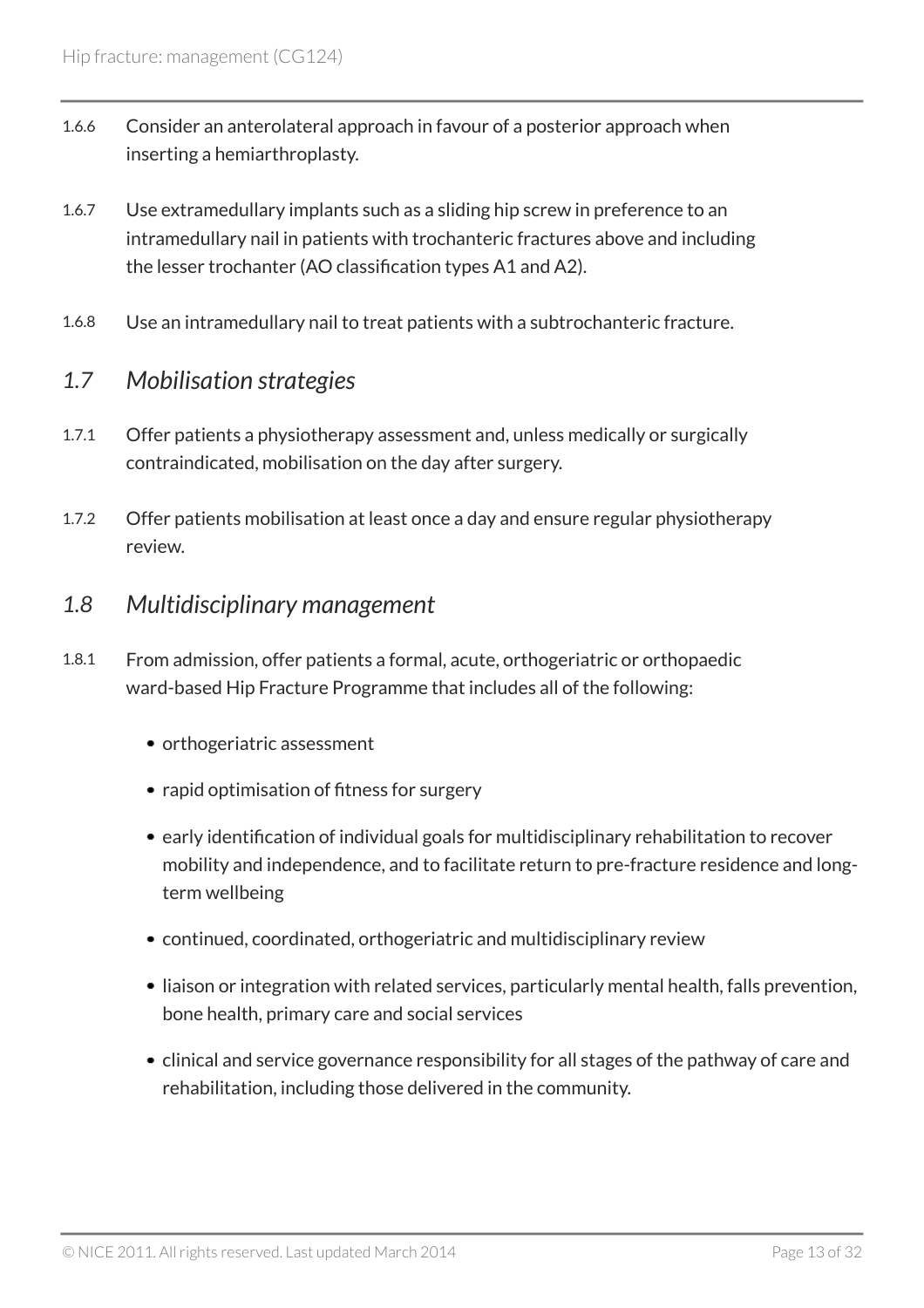1.6.6 Consider an anterolateral approach in favour of a posterior approach when inserting a hemiarthroplasty.

1.6.7 Use extramedullary implants such as a sliding hip screw in preference to an intramedullary nail in patients with trochanteric fractures above and including the lesser trochanter (AO classification types A1 and A2).

1.6.8 Use an intramedullary nail to treat patients with a subtrochanteric fracture.

## *1.7 Mobilisation strategies*

1.7.1 Offer patients a physiotherapy assessment and, unless medically or surgically contraindicated, mobilisation on the day after surgery.

1.7.2 Offer patients mobilisation at least once a day and ensure regular physiotherapy review.

## *1.8 Multidisciplinary management*

1.8.1 From admission, offer patients a formal, acute, orthogeriatric or orthopaedic ward-based Hip Fracture Programme that includes all of the following:

- orthogeriatric assessment
- rapid optimisation of fitness for surgery
- early identification of individual goals for multidisciplinary rehabilitation to recover mobility and independence, and to facilitate return to pre-fracture residence and long-term wellbeing
- continued, coordinated, orthogeriatric and multidisciplinary review
- liaison or integration with related services, particularly mental health, falls prevention, bone health, primary care and social services
- clinical and service governance responsibility for all stages of the pathway of care and rehabilitation, including those delivered in the community.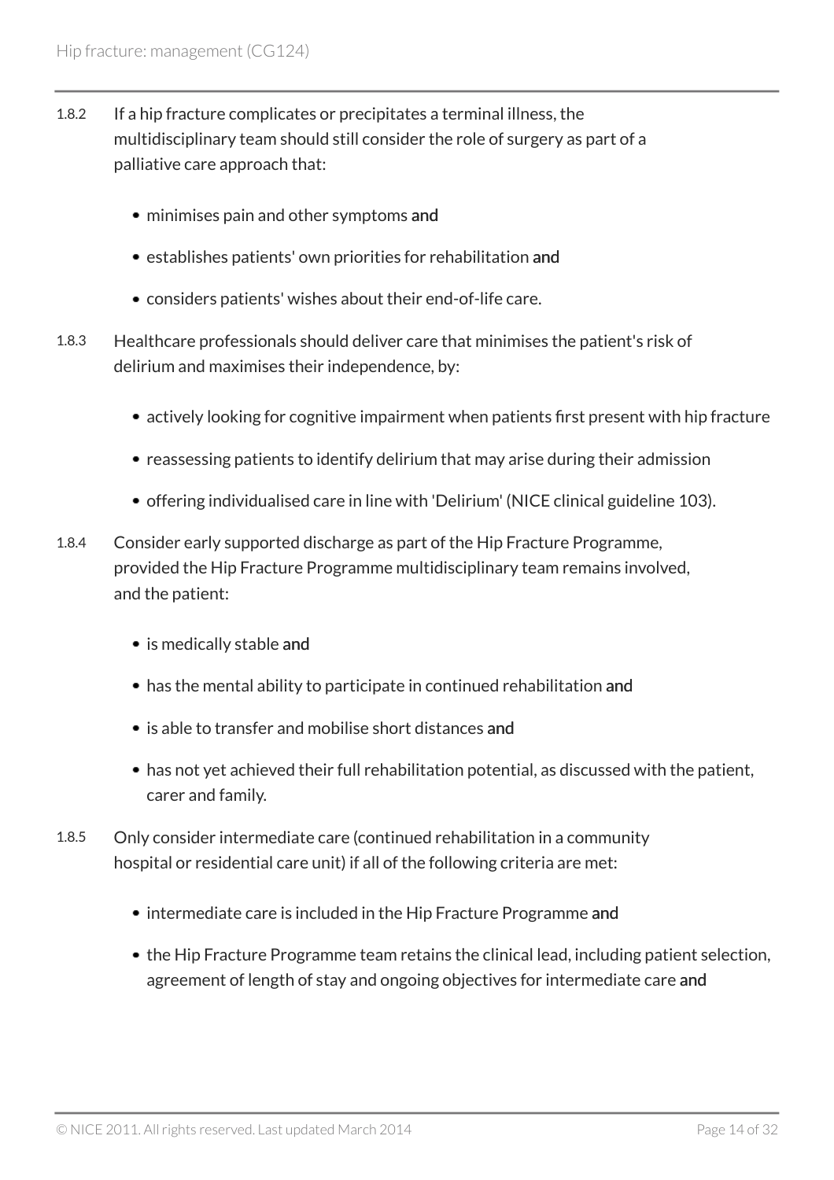1.8.2 If a hip fracture complicates or precipitates a terminal illness, the multidisciplinary team should still consider the role of surgery as part of a palliative care approach that:

- minimises pain and other symptoms **and**
- establishes patients' own priorities for rehabilitation **and**
- considers patients' wishes about their end-of-life care.

1.8.3 Healthcare professionals should deliver care that minimises the patient's risk of delirium and maximises their independence, by:

- actively looking for cognitive impairment when patients first present with hip fracture
- reassessing patients to identify delirium that may arise during their admission
- offering individualised care in line with 'Delirium' (NICE clinical guideline 103).

1.8.4 Consider early supported discharge as part of the Hip Fracture Programme, provided the Hip Fracture Programme multidisciplinary team remains involved, and the patient:

- is medically stable **and**
- has the mental ability to participate in continued rehabilitation **and**
- is able to transfer and mobilise short distances **and**
- has not yet achieved their full rehabilitation potential, as discussed with the patient, carer and family.

1.8.5 Only consider intermediate care (continued rehabilitation in a community hospital or residential care unit) if all of the following criteria are met:

- intermediate care is included in the Hip Fracture Programme **and**
- the Hip Fracture Programme team retains the clinical lead, including patient selection, agreement of length of stay and ongoing objectives for intermediate care **and**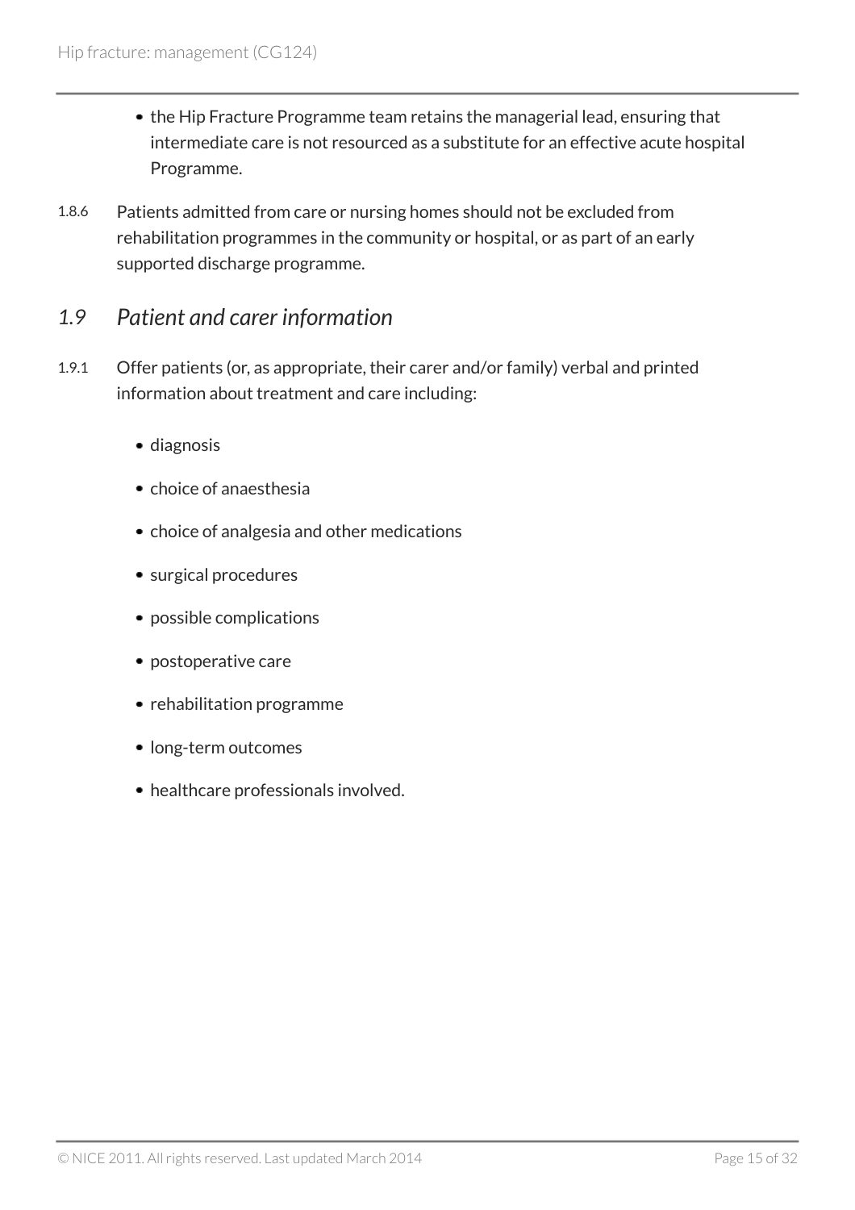- the Hip Fracture Programme team retains the managerial lead, ensuring that intermediate care is not resourced as a substitute for an effective acute hospital Programme.

1.8.6 Patients admitted from care or nursing homes should not be excluded from rehabilitation programmes in the community or hospital, or as part of an early supported discharge programme.

## *1.9 Patient and carer information*

1.9.1 Offer patients (or, as appropriate, their carer and/or family) verbal and printed information about treatment and care including:

- diagnosis
- choice of anaesthesia
- choice of analgesia and other medications
- surgical procedures
- possible complications
- postoperative care
- rehabilitation programme
- long-term outcomes
- healthcare professionals involved.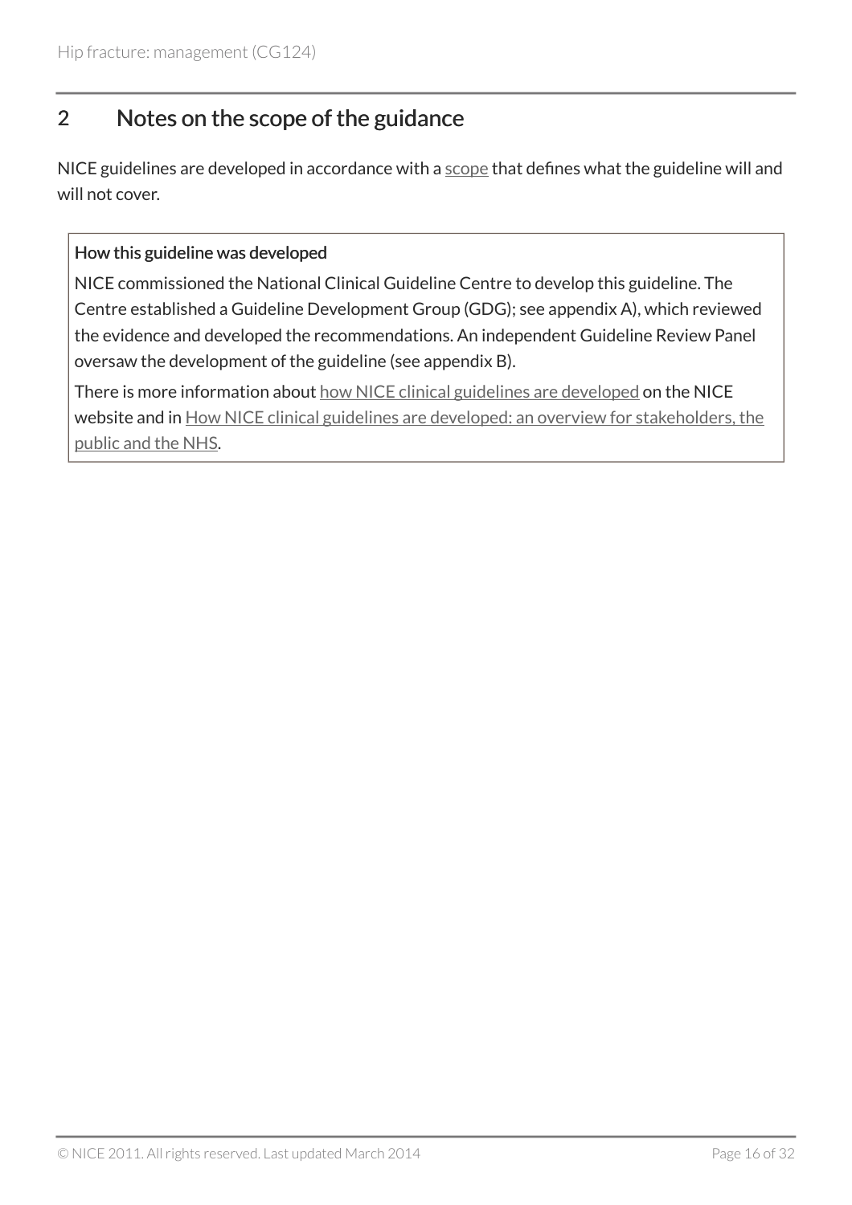## 2 Notes on the scope of the guidance

NICE guidelines are developed in accordance with a scope that defines what the guideline will and will not cover.

> **How this guideline was developed**
>
> NICE commissioned the National Clinical Guideline Centre to develop this guideline. The Centre established a Guideline Development Group (GDG); see appendix A), which reviewed the evidence and developed the recommendations. An independent Guideline Review Panel oversaw the development of the guideline (see appendix B).
>
> There is more information about how NICE clinical guidelines are developed on the NICE website and in How NICE clinical guidelines are developed: an overview for stakeholders, the public and the NHS.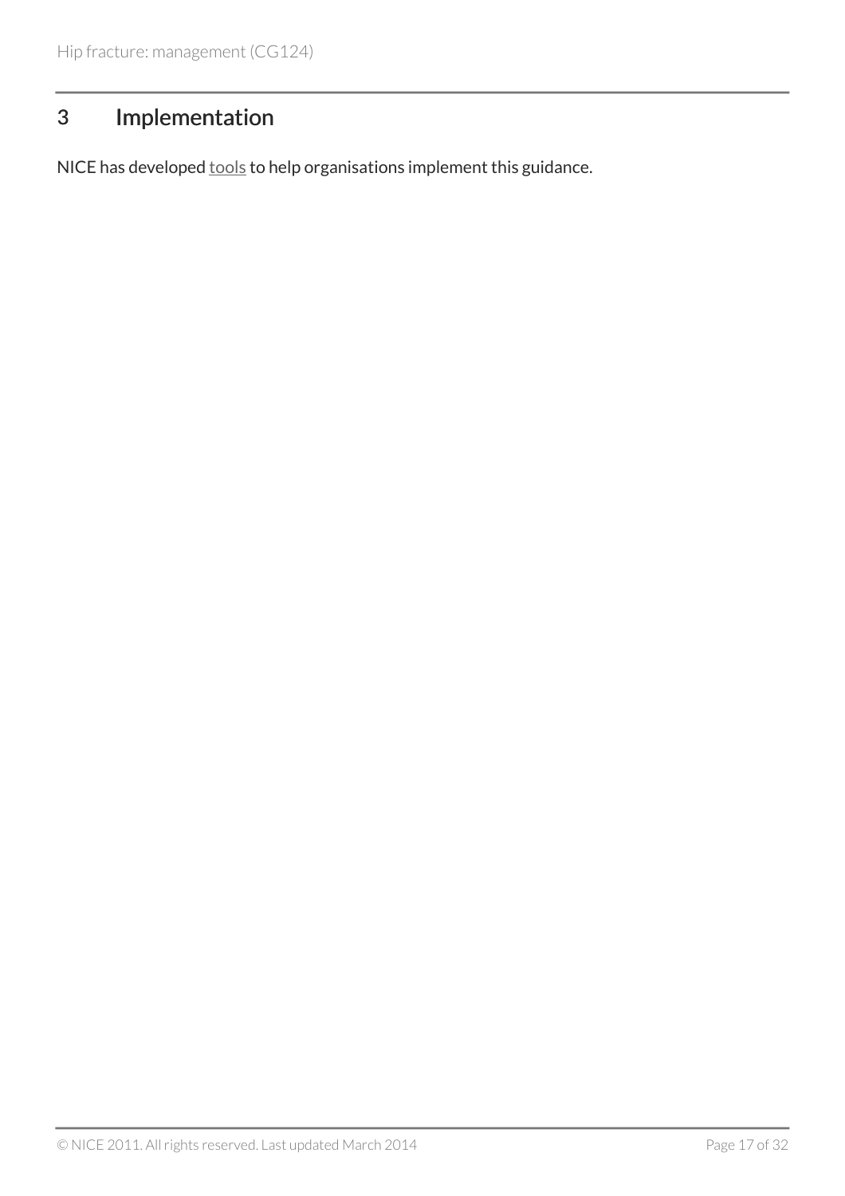# 3 Implementation

NICE has developed tools to help organisations implement this guidance.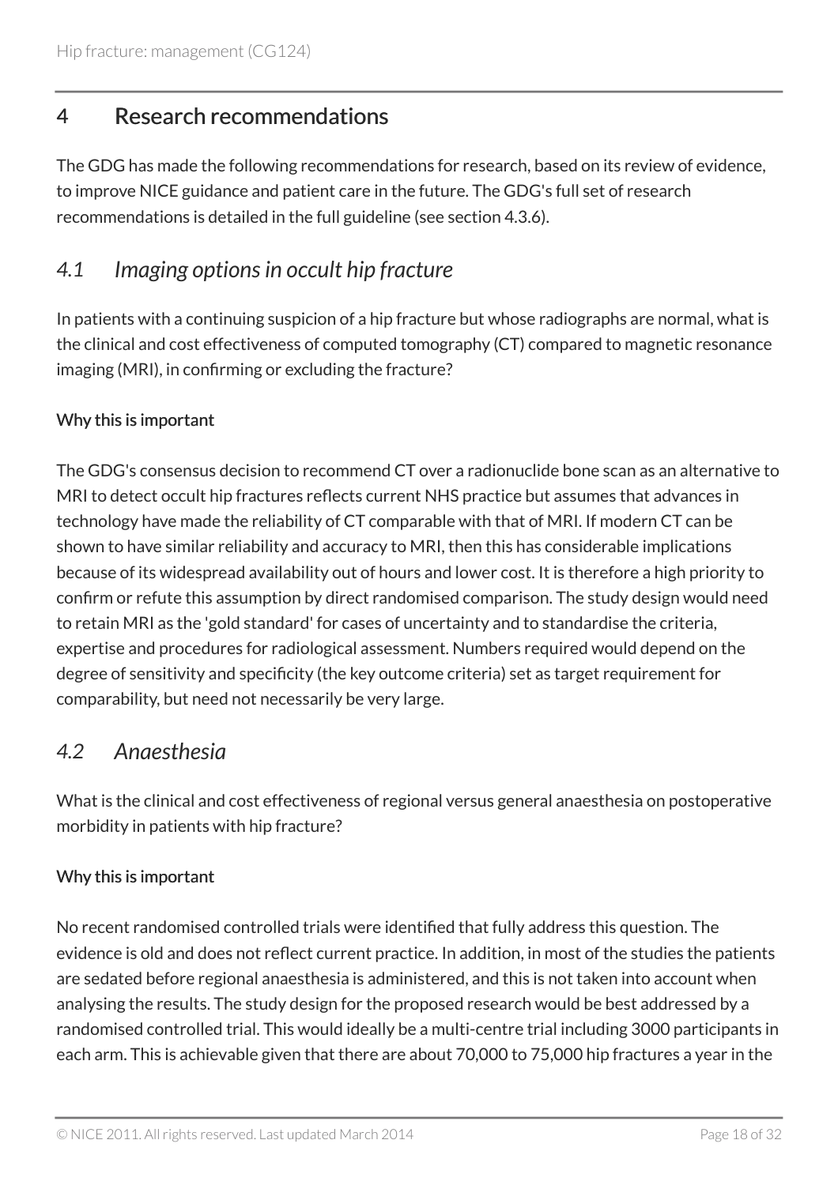## 4 Research recommendations

The GDG has made the following recommendations for research, based on its review of evidence, to improve NICE guidance and patient care in the future. The GDG's full set of research recommendations is detailed in the full guideline (see section 4.3.6).

### *4.1 Imaging options in occult hip fracture*

In patients with a continuing suspicion of a hip fracture but whose radiographs are normal, what is the clinical and cost effectiveness of computed tomography (CT) compared to magnetic resonance imaging (MRI), in confirming or excluding the fracture?

#### Why this is important

The GDG's consensus decision to recommend CT over a radionuclide bone scan as an alternative to MRI to detect occult hip fractures reflects current NHS practice but assumes that advances in technology have made the reliability of CT comparable with that of MRI. If modern CT can be shown to have similar reliability and accuracy to MRI, then this has considerable implications because of its widespread availability out of hours and lower cost. It is therefore a high priority to confirm or refute this assumption by direct randomised comparison. The study design would need to retain MRI as the 'gold standard' for cases of uncertainty and to standardise the criteria, expertise and procedures for radiological assessment. Numbers required would depend on the degree of sensitivity and specificity (the key outcome criteria) set as target requirement for comparability, but need not necessarily be very large.

### *4.2 Anaesthesia*

What is the clinical and cost effectiveness of regional versus general anaesthesia on postoperative morbidity in patients with hip fracture?

#### Why this is important

No recent randomised controlled trials were identified that fully address this question. The evidence is old and does not reflect current practice. In addition, in most of the studies the patients are sedated before regional anaesthesia is administered, and this is not taken into account when analysing the results. The study design for the proposed research would be best addressed by a randomised controlled trial. This would ideally be a multi-centre trial including 3000 participants in each arm. This is achievable given that there are about 70,000 to 75,000 hip fractures a year in the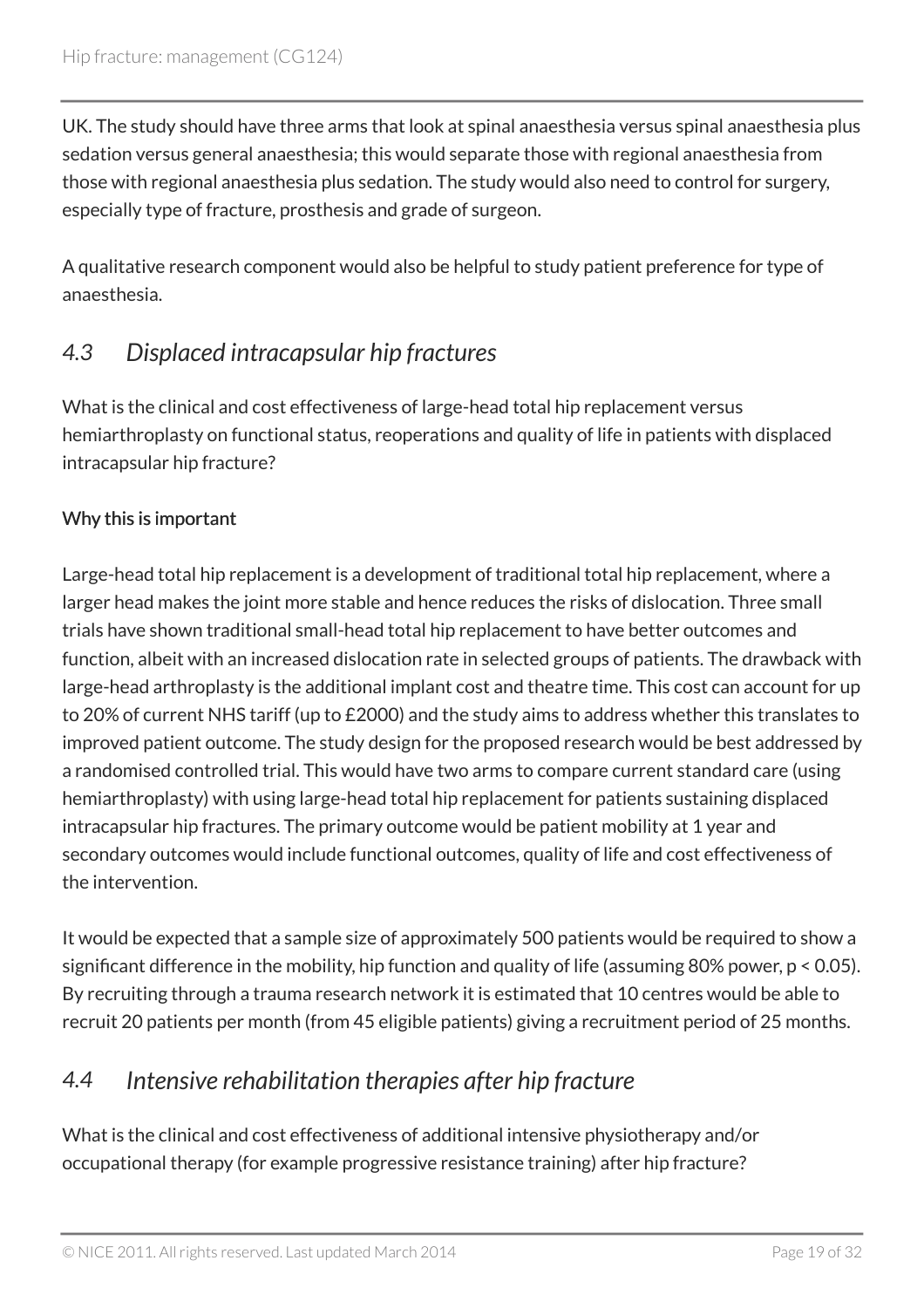UK. The study should have three arms that look at spinal anaesthesia versus spinal anaesthesia plus sedation versus general anaesthesia; this would separate those with regional anaesthesia from those with regional anaesthesia plus sedation. The study would also need to control for surgery, especially type of fracture, prosthesis and grade of surgeon.

A qualitative research component would also be helpful to study patient preference for type of anaesthesia.

## *4.3 Displaced intracapsular hip fractures*

What is the clinical and cost effectiveness of large-head total hip replacement versus hemiarthroplasty on functional status, reoperations and quality of life in patients with displaced intracapsular hip fracture?

#### Why this is important

Large-head total hip replacement is a development of traditional total hip replacement, where a larger head makes the joint more stable and hence reduces the risks of dislocation. Three small trials have shown traditional small-head total hip replacement to have better outcomes and function, albeit with an increased dislocation rate in selected groups of patients. The drawback with large-head arthroplasty is the additional implant cost and theatre time. This cost can account for up to 20% of current NHS tariff (up to £2000) and the study aims to address whether this translates to improved patient outcome. The study design for the proposed research would be best addressed by a randomised controlled trial. This would have two arms to compare current standard care (using hemiarthroplasty) with using large-head total hip replacement for patients sustaining displaced intracapsular hip fractures. The primary outcome would be patient mobility at 1 year and secondary outcomes would include functional outcomes, quality of life and cost effectiveness of the intervention.

It would be expected that a sample size of approximately 500 patients would be required to show a significant difference in the mobility, hip function and quality of life (assuming 80% power, $p < 0.05$). By recruiting through a trauma research network it is estimated that 10 centres would be able to recruit 20 patients per month (from 45 eligible patients) giving a recruitment period of 25 months.

## *4.4 Intensive rehabilitation therapies after hip fracture*

What is the clinical and cost effectiveness of additional intensive physiotherapy and/or occupational therapy (for example progressive resistance training) after hip fracture?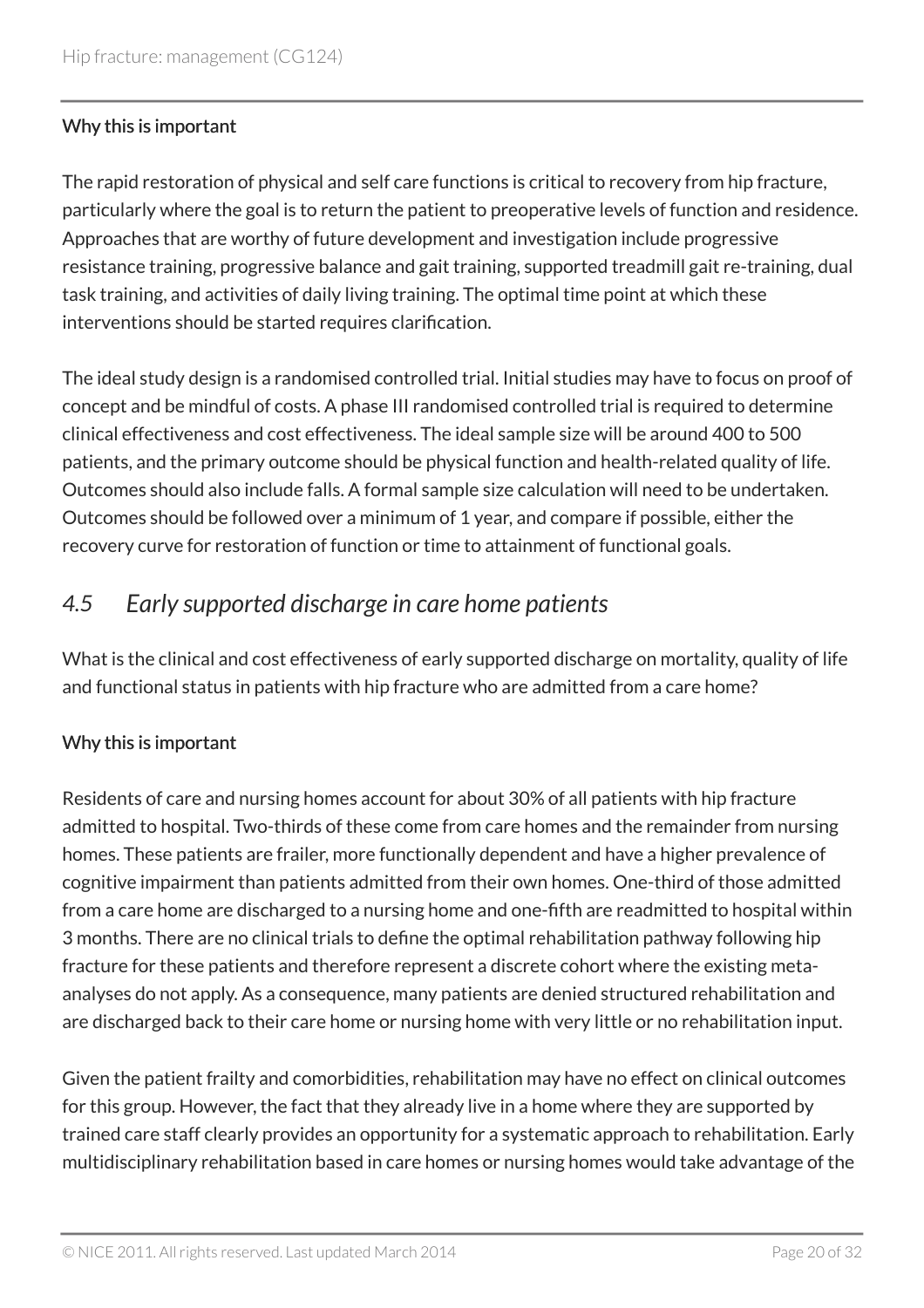**Why this is important**

The rapid restoration of physical and self care functions is critical to recovery from hip fracture, particularly where the goal is to return the patient to preoperative levels of function and residence. Approaches that are worthy of future development and investigation include progressive resistance training, progressive balance and gait training, supported treadmill gait re-training, dual task training, and activities of daily living training. The optimal time point at which these interventions should be started requires clarification.

The ideal study design is a randomised controlled trial. Initial studies may have to focus on proof of concept and be mindful of costs. A phase III randomised controlled trial is required to determine clinical effectiveness and cost effectiveness. The ideal sample size will be around 400 to 500 patients, and the primary outcome should be physical function and health-related quality of life. Outcomes should also include falls. A formal sample size calculation will need to be undertaken. Outcomes should be followed over a minimum of 1 year, and compare if possible, either the recovery curve for restoration of function or time to attainment of functional goals.

## *4.5 Early supported discharge in care home patients*

What is the clinical and cost effectiveness of early supported discharge on mortality, quality of life and functional status in patients with hip fracture who are admitted from a care home?

**Why this is important**

Residents of care and nursing homes account for about 30% of all patients with hip fracture admitted to hospital. Two-thirds of these come from care homes and the remainder from nursing homes. These patients are frailer, more functionally dependent and have a higher prevalence of cognitive impairment than patients admitted from their own homes. One-third of those admitted from a care home are discharged to a nursing home and one-fifth are readmitted to hospital within 3 months. There are no clinical trials to define the optimal rehabilitation pathway following hip fracture for these patients and therefore represent a discrete cohort where the existing meta-analyses do not apply. As a consequence, many patients are denied structured rehabilitation and are discharged back to their care home or nursing home with very little or no rehabilitation input.

Given the patient frailty and comorbidities, rehabilitation may have no effect on clinical outcomes for this group. However, the fact that they already live in a home where they are supported by trained care staff clearly provides an opportunity for a systematic approach to rehabilitation. Early multidisciplinary rehabilitation based in care homes or nursing homes would take advantage of the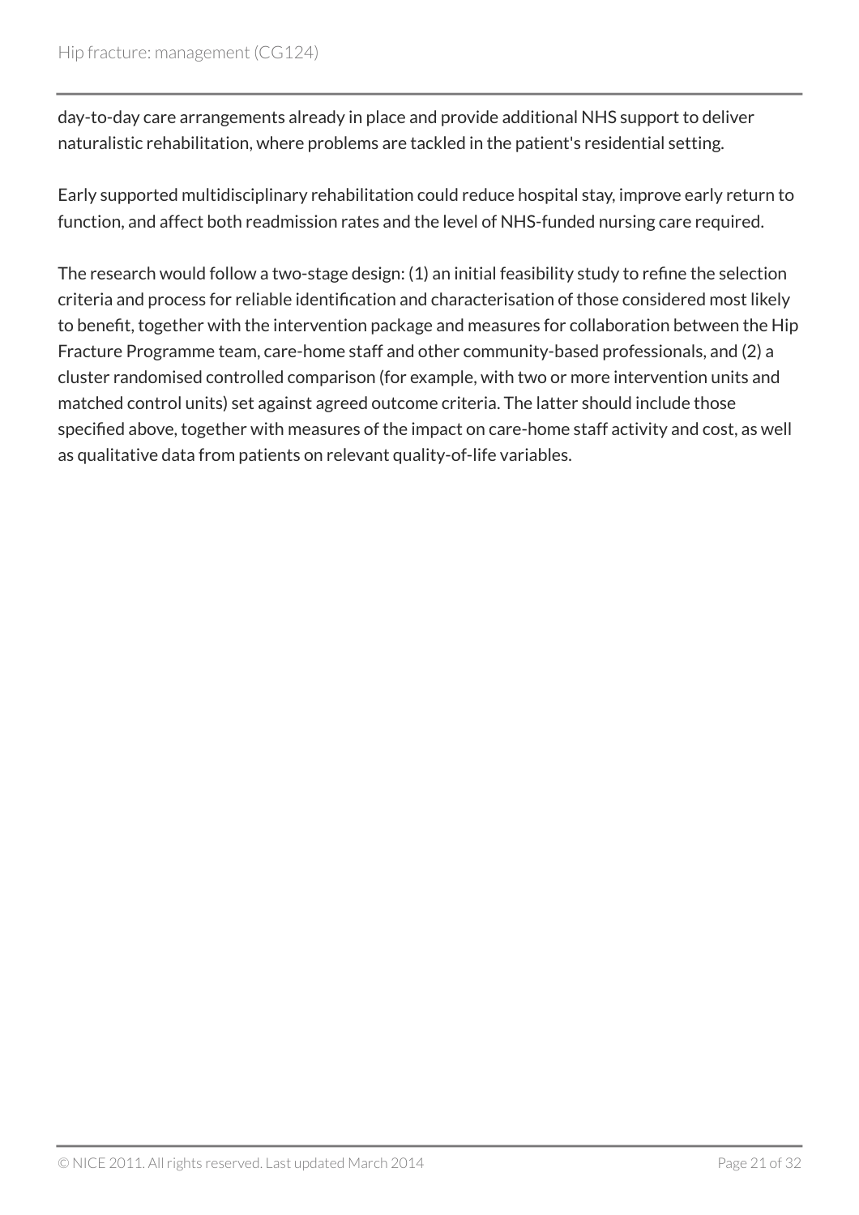day-to-day care arrangements already in place and provide additional NHS support to deliver naturalistic rehabilitation, where problems are tackled in the patient's residential setting.

Early supported multidisciplinary rehabilitation could reduce hospital stay, improve early return to function, and affect both readmission rates and the level of NHS-funded nursing care required.

The research would follow a two-stage design: (1) an initial feasibility study to refine the selection criteria and process for reliable identification and characterisation of those considered most likely to benefit, together with the intervention package and measures for collaboration between the Hip Fracture Programme team, care-home staff and other community-based professionals, and (2) a cluster randomised controlled comparison (for example, with two or more intervention units and matched control units) set against agreed outcome criteria. The latter should include those specified above, together with measures of the impact on care-home staff activity and cost, as well as qualitative data from patients on relevant quality-of-life variables.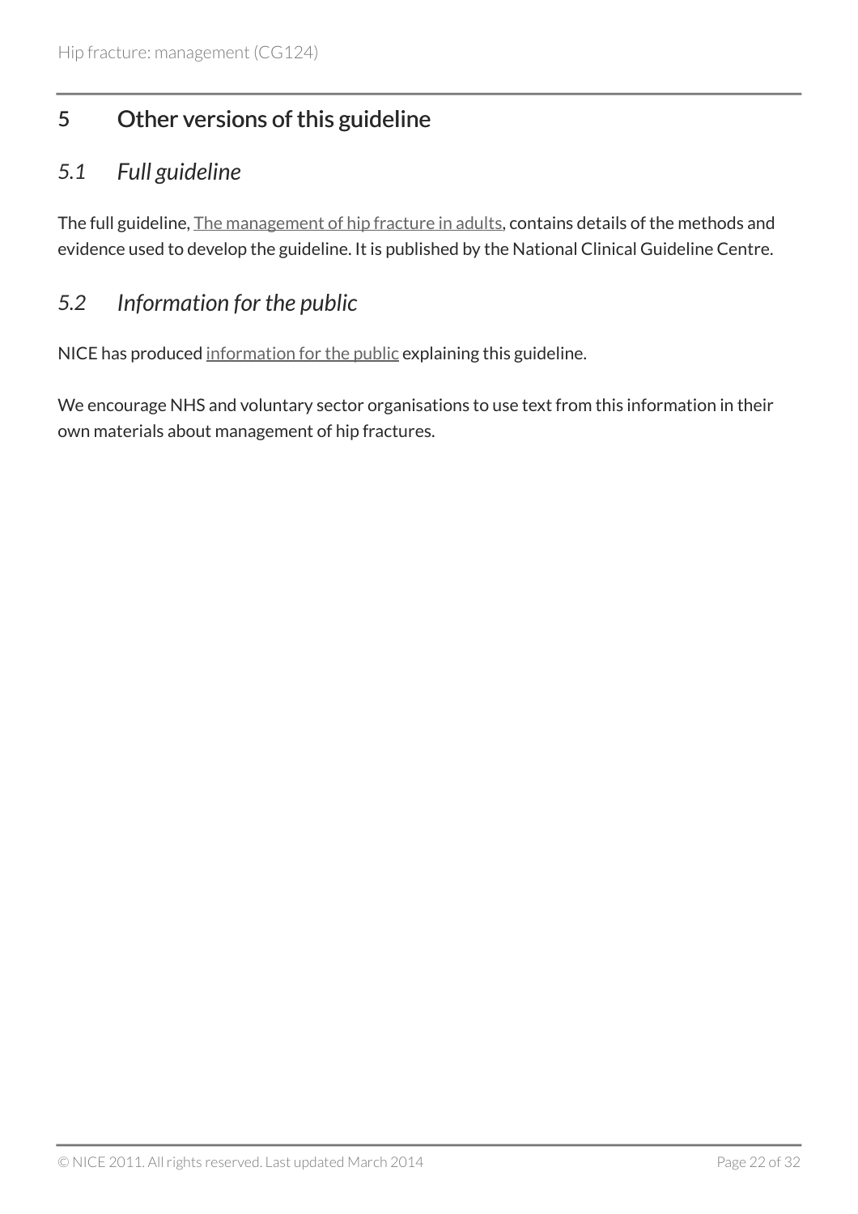## 5 Other versions of this guideline

### *5.1 Full guideline*

The full guideline, The management of hip fracture in adults, contains details of the methods and evidence used to develop the guideline. It is published by the National Clinical Guideline Centre.

### *5.2 Information for the public*

NICE has produced information for the public explaining this guideline.

We encourage NHS and voluntary sector organisations to use text from this information in their own materials about management of hip fractures.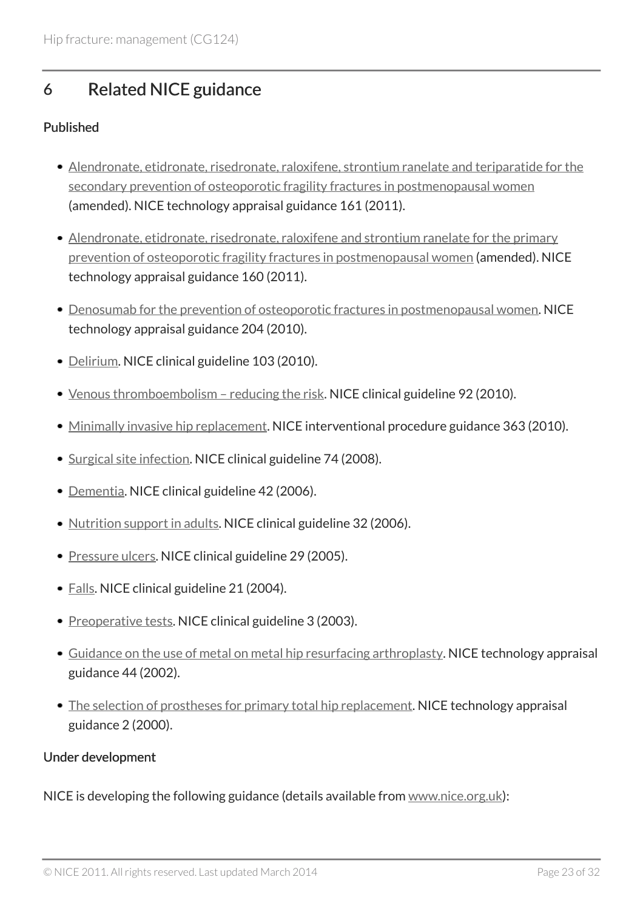## 6 Related NICE guidance

### Published

- Alendronate, etidronate, risedronate, raloxifene, strontium ranelate and teriparatide for the secondary prevention of osteoporotic fragility fractures in postmenopausal women (amended). NICE technology appraisal guidance 161 (2011).
- Alendronate, etidronate, risedronate, raloxifene and strontium ranelate for the primary prevention of osteoporotic fragility fractures in postmenopausal women (amended). NICE technology appraisal guidance 160 (2011).
- Denosumab for the prevention of osteoporotic fractures in postmenopausal women. NICE technology appraisal guidance 204 (2010).
- Delirium. NICE clinical guideline 103 (2010).
- Venous thromboembolism – reducing the risk. NICE clinical guideline 92 (2010).
- Minimally invasive hip replacement. NICE interventional procedure guidance 363 (2010).
- Surgical site infection. NICE clinical guideline 74 (2008).
- Dementia. NICE clinical guideline 42 (2006).
- Nutrition support in adults. NICE clinical guideline 32 (2006).
- Pressure ulcers. NICE clinical guideline 29 (2005).
- Falls. NICE clinical guideline 21 (2004).
- Preoperative tests. NICE clinical guideline 3 (2003).
- Guidance on the use of metal on metal hip resurfacing arthroplasty. NICE technology appraisal guidance 44 (2002).
- The selection of prostheses for primary total hip replacement. NICE technology appraisal guidance 2 (2000).

### Under development

NICE is developing the following guidance (details available from www.nice.org.uk):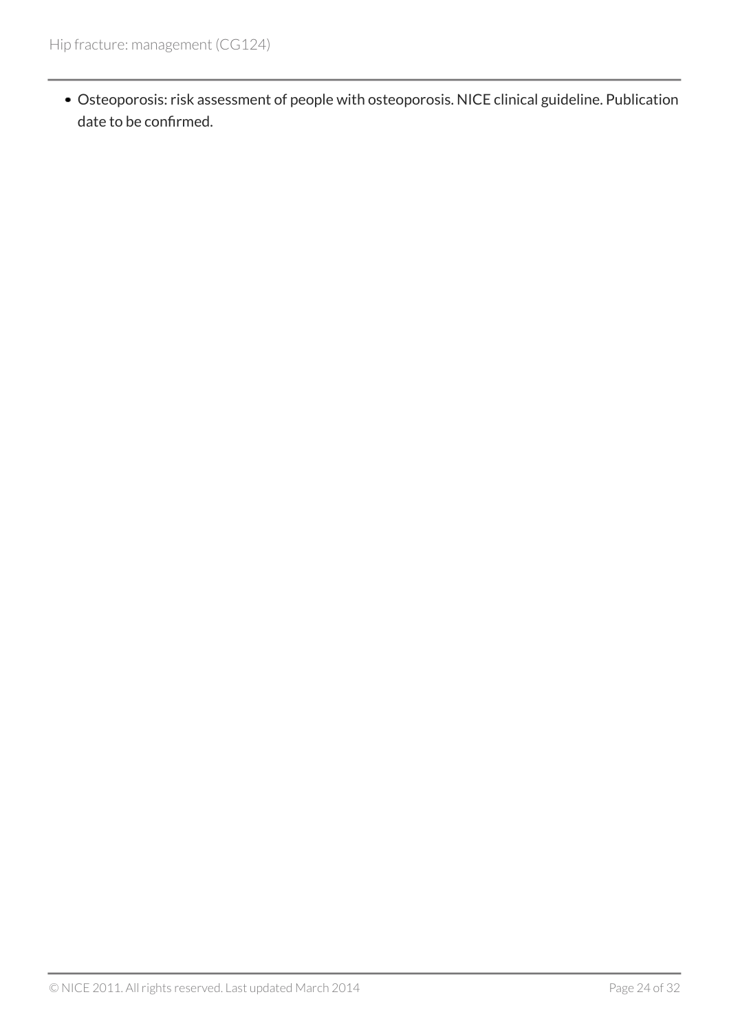- Osteoporosis: risk assessment of people with osteoporosis. NICE clinical guideline. Publication date to be confirmed.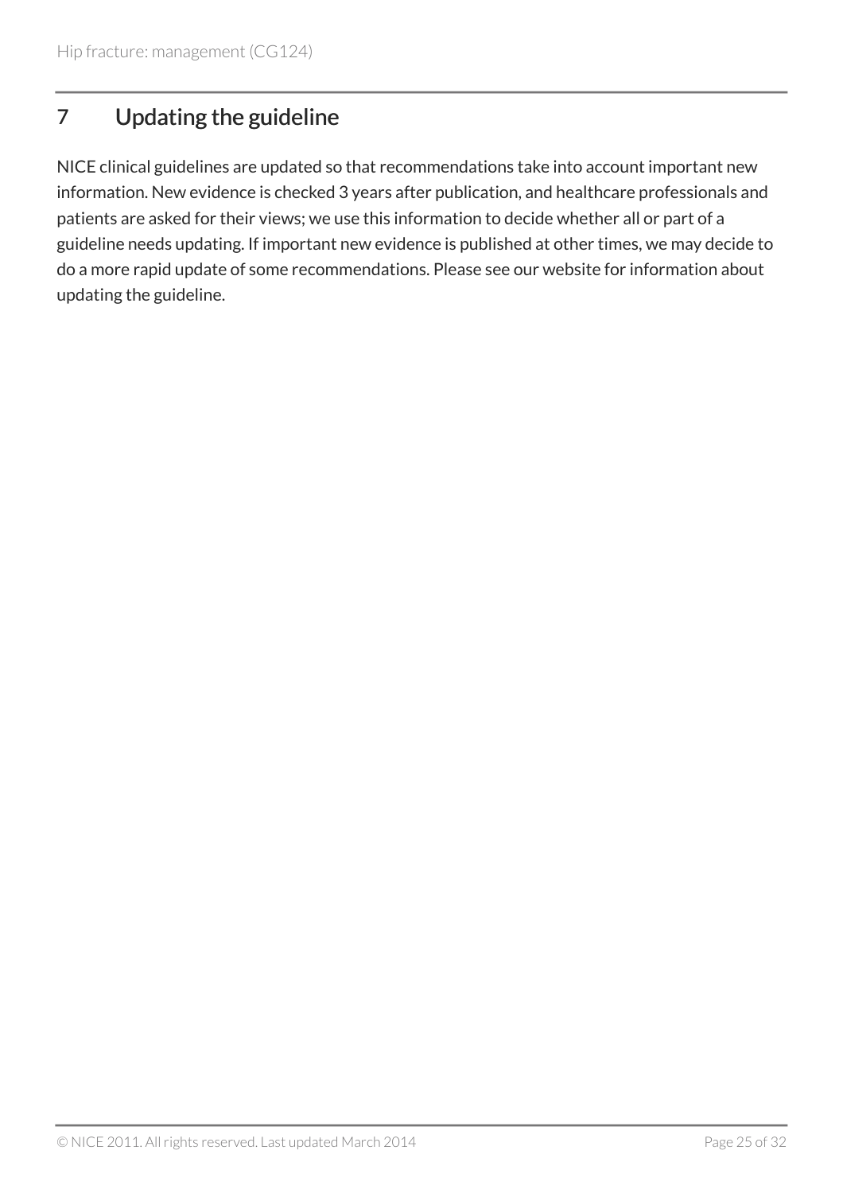## 7 Updating the guideline

NICE clinical guidelines are updated so that recommendations take into account important new information. New evidence is checked 3 years after publication, and healthcare professionals and patients are asked for their views; we use this information to decide whether all or part of a guideline needs updating. If important new evidence is published at other times, we may decide to do a more rapid update of some recommendations. Please see our website for information about updating the guideline.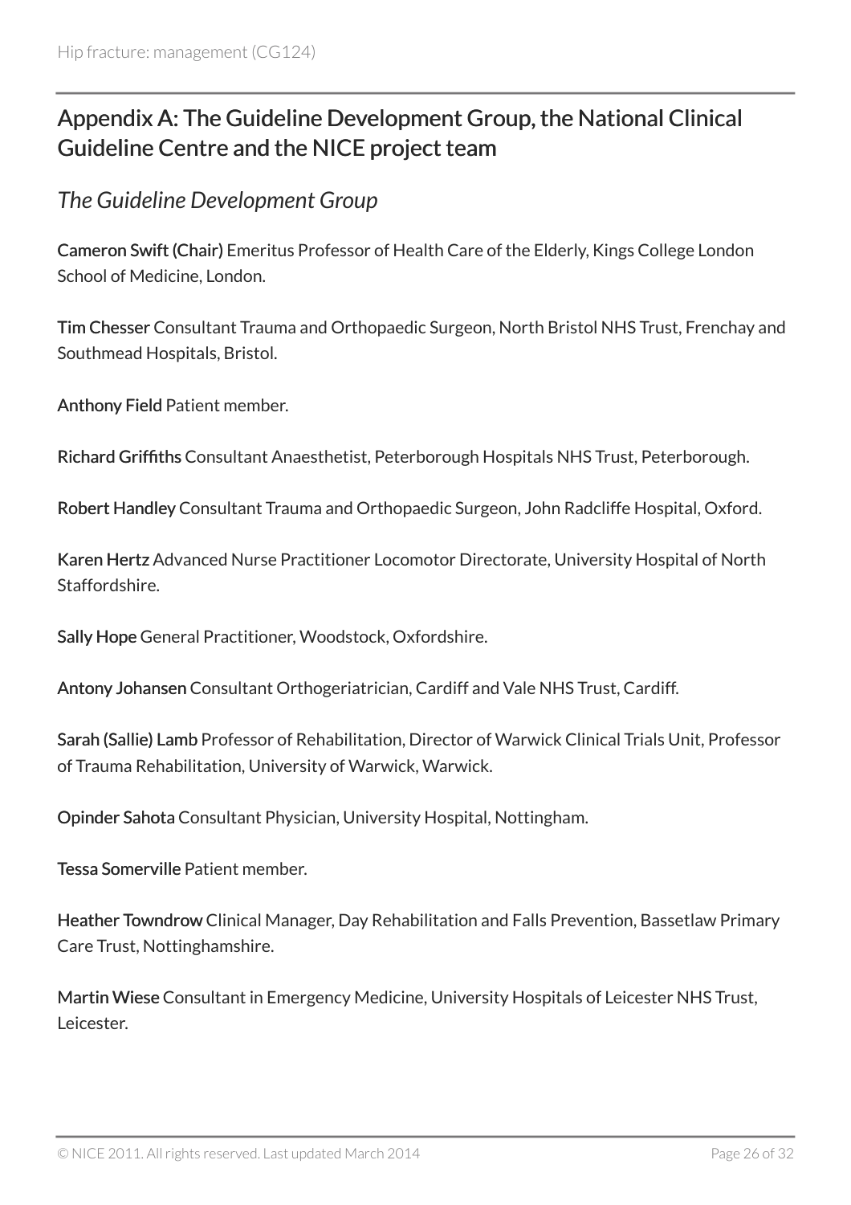## Appendix A: The Guideline Development Group, the National Clinical Guideline Centre and the NICE project team

### *The Guideline Development Group*

**Cameron Swift (Chair)** Emeritus Professor of Health Care of the Elderly, Kings College London School of Medicine, London.

**Tim Chesser** Consultant Trauma and Orthopaedic Surgeon, North Bristol NHS Trust, Frenchay and Southmead Hospitals, Bristol.

**Anthony Field** Patient member.

**Richard Griffiths** Consultant Anaesthetist, Peterborough Hospitals NHS Trust, Peterborough.

**Robert Handley** Consultant Trauma and Orthopaedic Surgeon, John Radcliffe Hospital, Oxford.

**Karen Hertz** Advanced Nurse Practitioner Locomotor Directorate, University Hospital of North Staffordshire.

**Sally Hope** General Practitioner, Woodstock, Oxfordshire.

**Antony Johansen** Consultant Orthogeriatrician, Cardiff and Vale NHS Trust, Cardiff.

**Sarah (Sallie) Lamb** Professor of Rehabilitation, Director of Warwick Clinical Trials Unit, Professor of Trauma Rehabilitation, University of Warwick, Warwick.

**Opinder Sahota** Consultant Physician, University Hospital, Nottingham.

**Tessa Somerville** Patient member.

**Heather Towndrow** Clinical Manager, Day Rehabilitation and Falls Prevention, Bassetlaw Primary Care Trust, Nottinghamshire.

**Martin Wiese** Consultant in Emergency Medicine, University Hospitals of Leicester NHS Trust, Leicester.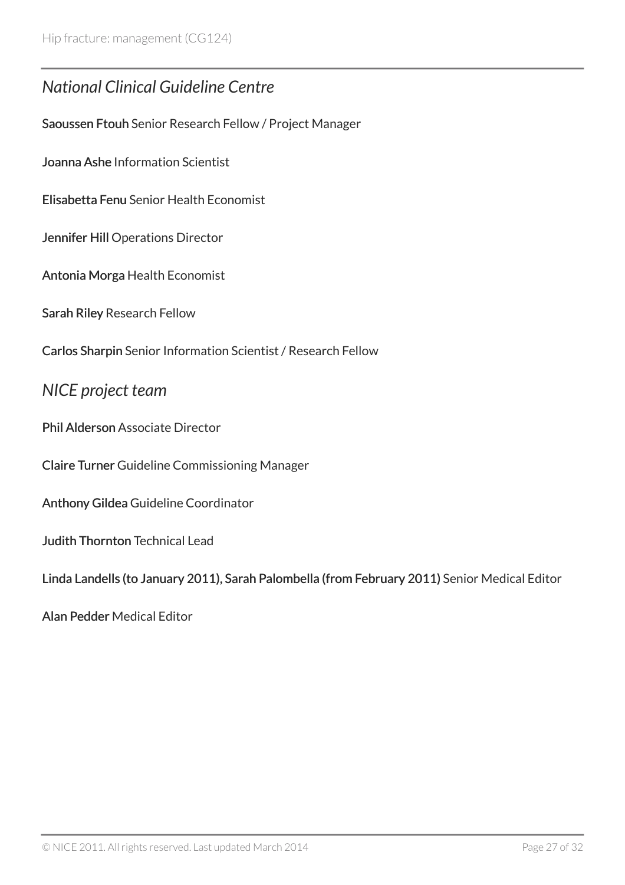### *National Clinical Guideline Centre*

**Saoussen Ftouh** Senior Research Fellow / Project Manager

**Joanna Ashe** Information Scientist

**Elisabetta Fenu** Senior Health Economist

**Jennifer Hill** Operations Director

**Antonia Morga** Health Economist

**Sarah Riley** Research Fellow

**Carlos Sharpin** Senior Information Scientist / Research Fellow

### *NICE project team*

**Phil Alderson** Associate Director

**Claire Turner** Guideline Commissioning Manager

**Anthony Gildea** Guideline Coordinator

**Judith Thornton** Technical Lead

**Linda Landells (to January 2011), Sarah Palombella (from February 2011)** Senior Medical Editor

**Alan Pedder** Medical Editor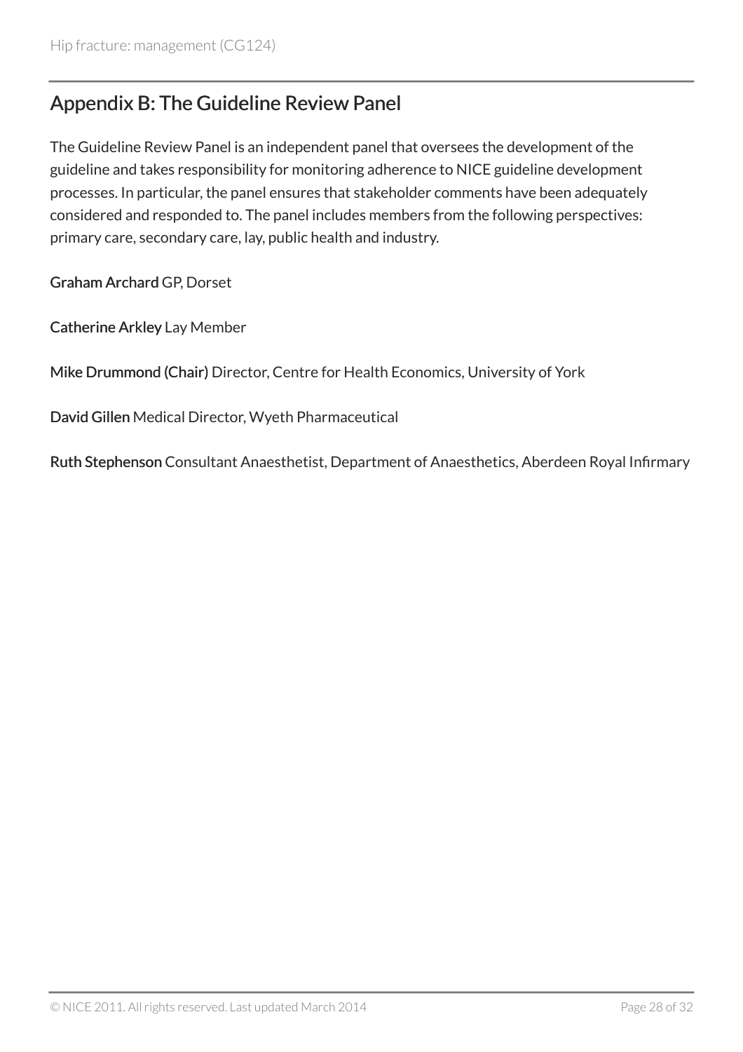## Appendix B: The Guideline Review Panel

The Guideline Review Panel is an independent panel that oversees the development of the guideline and takes responsibility for monitoring adherence to NICE guideline development processes. In particular, the panel ensures that stakeholder comments have been adequately considered and responded to. The panel includes members from the following perspectives: primary care, secondary care, lay, public health and industry.

**Graham Archard** GP, Dorset

**Catherine Arkley** Lay Member

**Mike Drummond (Chair)** Director, Centre for Health Economics, University of York

**David Gillen** Medical Director, Wyeth Pharmaceutical

**Ruth Stephenson** Consultant Anaesthetist, Department of Anaesthetics, Aberdeen Royal Infirmary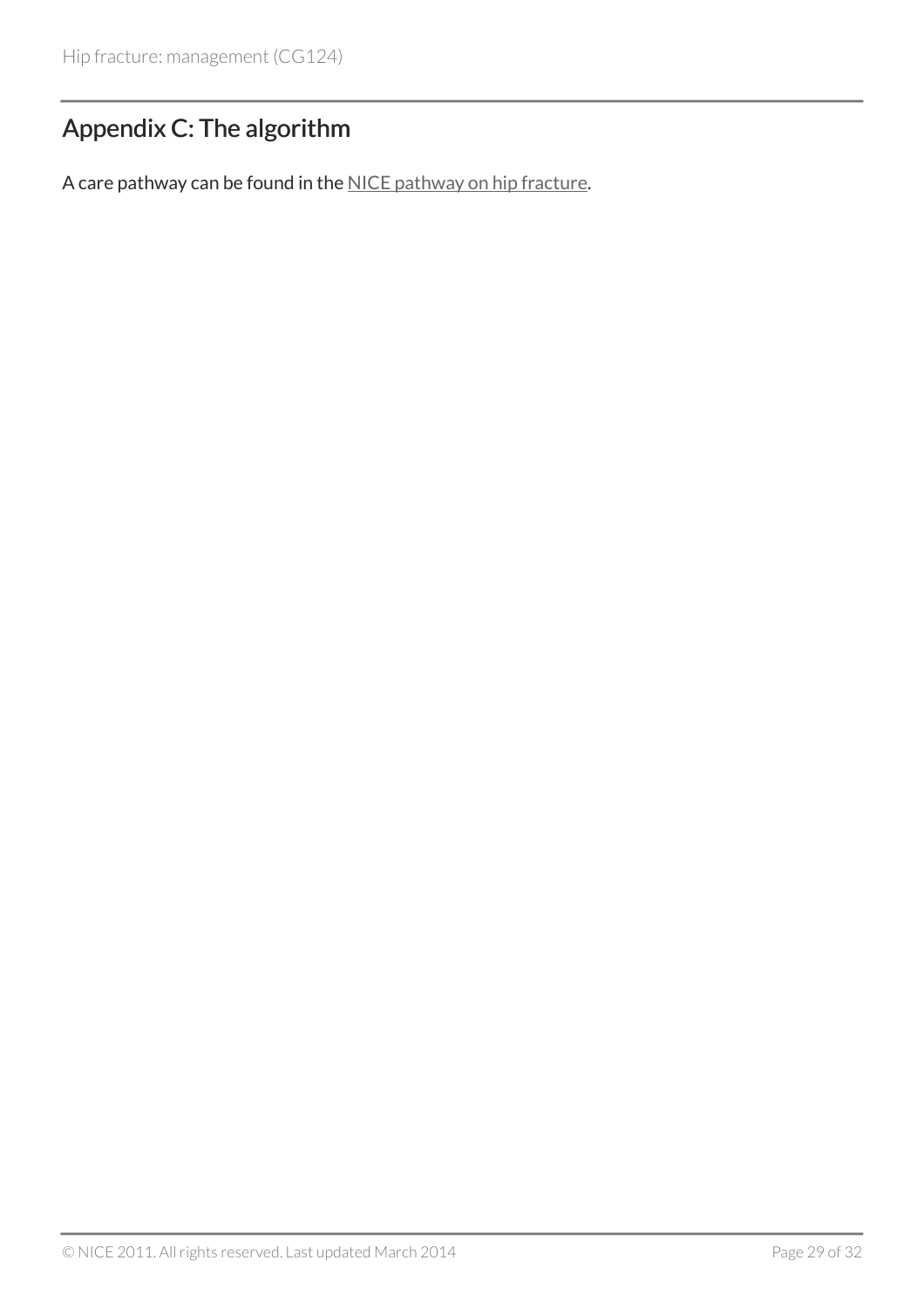## Appendix C: The algorithm

A care pathway can be found in the NICE pathway on hip fracture.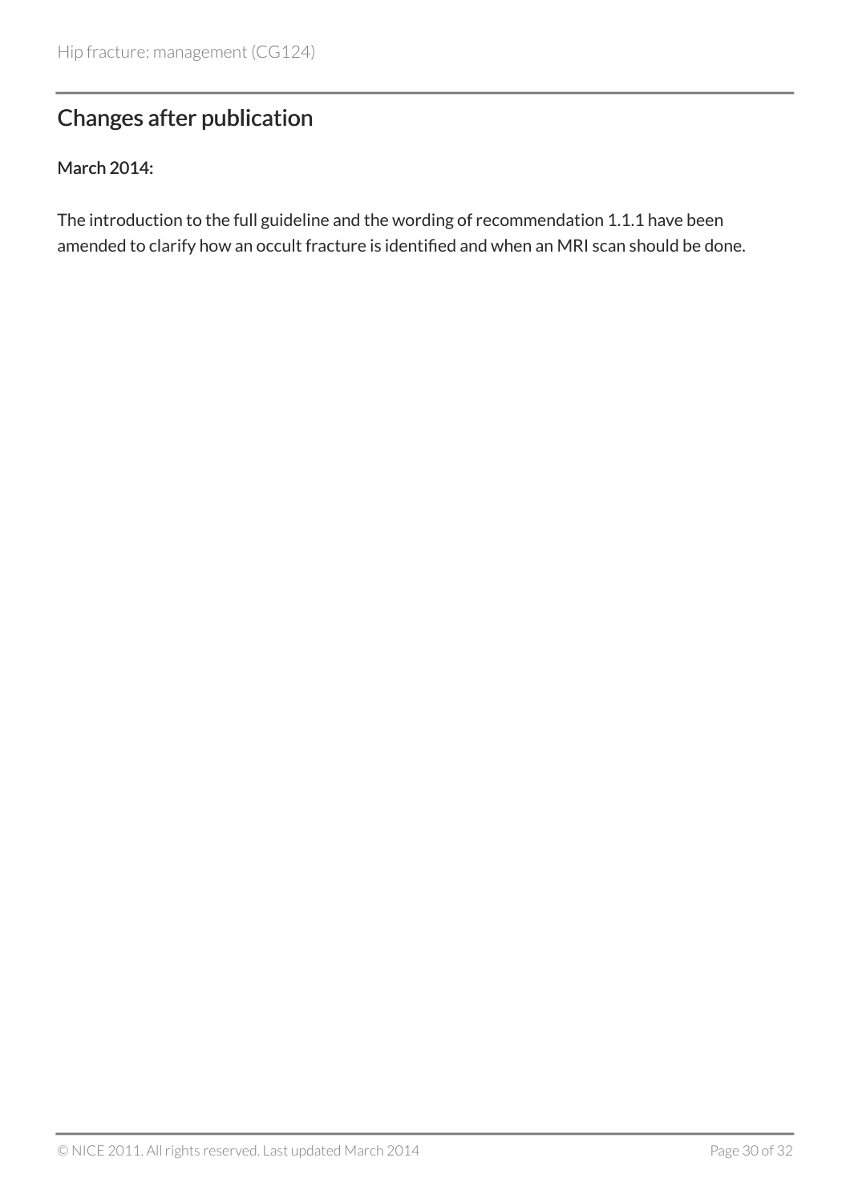## Changes after publication

**March 2014:**

The introduction to the full guideline and the wording of recommendation 1.1.1 have been amended to clarify how an occult fracture is identified and when an MRI scan should be done.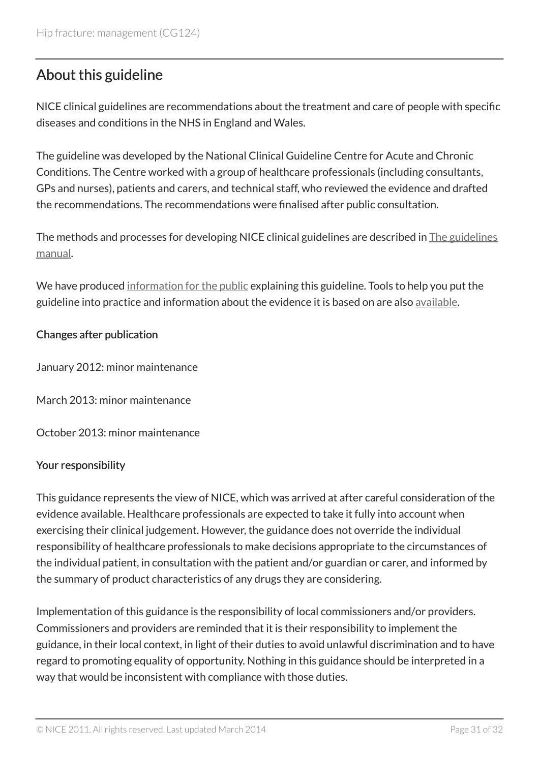## About this guideline

NICE clinical guidelines are recommendations about the treatment and care of people with specific diseases and conditions in the NHS in England and Wales.

The guideline was developed by the National Clinical Guideline Centre for Acute and Chronic Conditions. The Centre worked with a group of healthcare professionals (including consultants, GPs and nurses), patients and carers, and technical staff, who reviewed the evidence and drafted the recommendations. The recommendations were finalised after public consultation.

The methods and processes for developing NICE clinical guidelines are described in The guidelines manual.

We have produced information for the public explaining this guideline. Tools to help you put the guideline into practice and information about the evidence it is based on are also available.

### Changes after publication

January 2012: minor maintenance

March 2013: minor maintenance

October 2013: minor maintenance

### Your responsibility

This guidance represents the view of NICE, which was arrived at after careful consideration of the evidence available. Healthcare professionals are expected to take it fully into account when exercising their clinical judgement. However, the guidance does not override the individual responsibility of healthcare professionals to make decisions appropriate to the circumstances of the individual patient, in consultation with the patient and/or guardian or carer, and informed by the summary of product characteristics of any drugs they are considering.

Implementation of this guidance is the responsibility of local commissioners and/or providers. Commissioners and providers are reminded that it is their responsibility to implement the guidance, in their local context, in light of their duties to avoid unlawful discrimination and to have regard to promoting equality of opportunity. Nothing in this guidance should be interpreted in a way that would be inconsistent with compliance with those duties.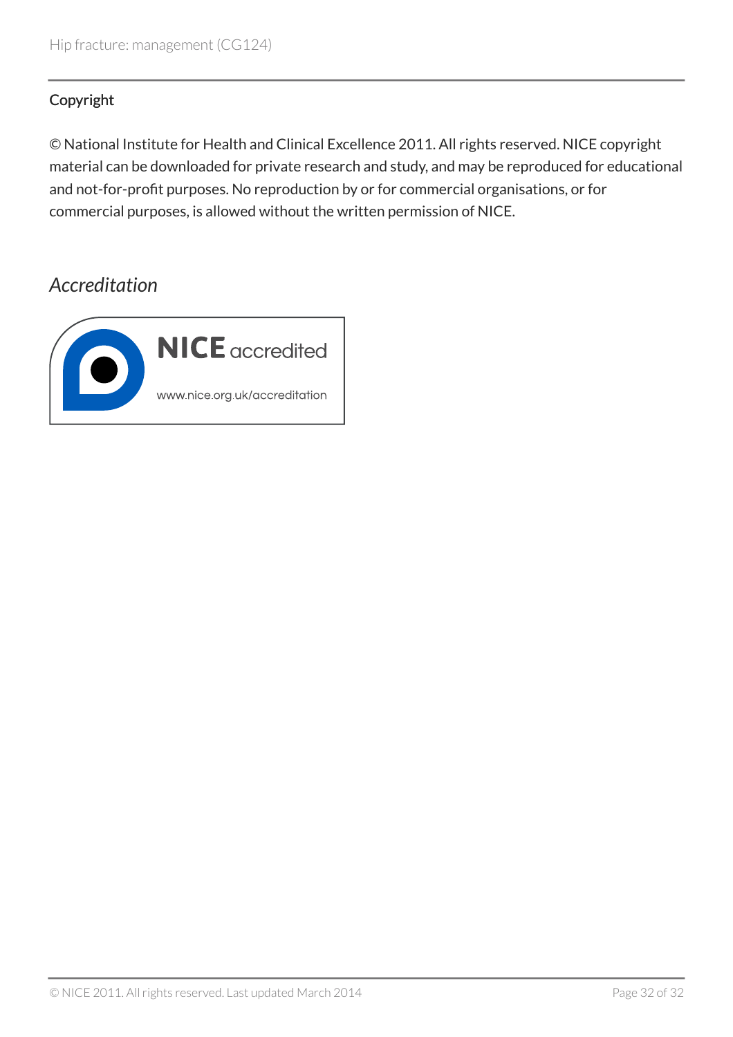## Copyright

© National Institute for Health and Clinical Excellence 2011. All rights reserved. NICE copyright material can be downloaded for private research and study, and may be reproduced for educational and not-for-profit purposes. No reproduction by or for commercial organisations, or for commercial purposes, is allowed without the written permission of NICE.

## *Accreditation*

NICE accredited

www.nice.org.uk/accreditation